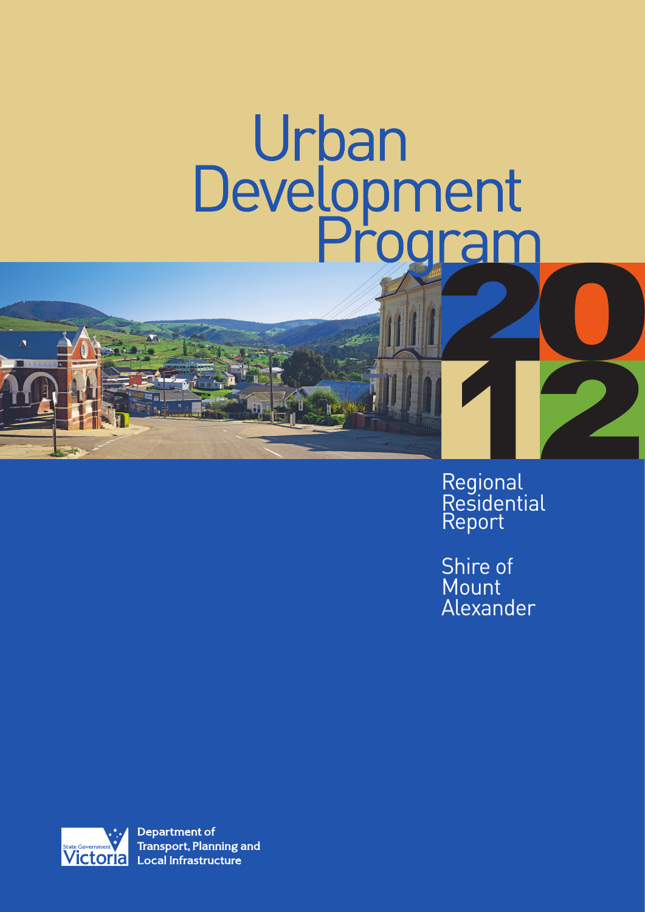# Urban Development Program

# 2012

## Regional Residential Report

## Shire of Mount Alexander

Department of Transport, Planning and Local Infrastructure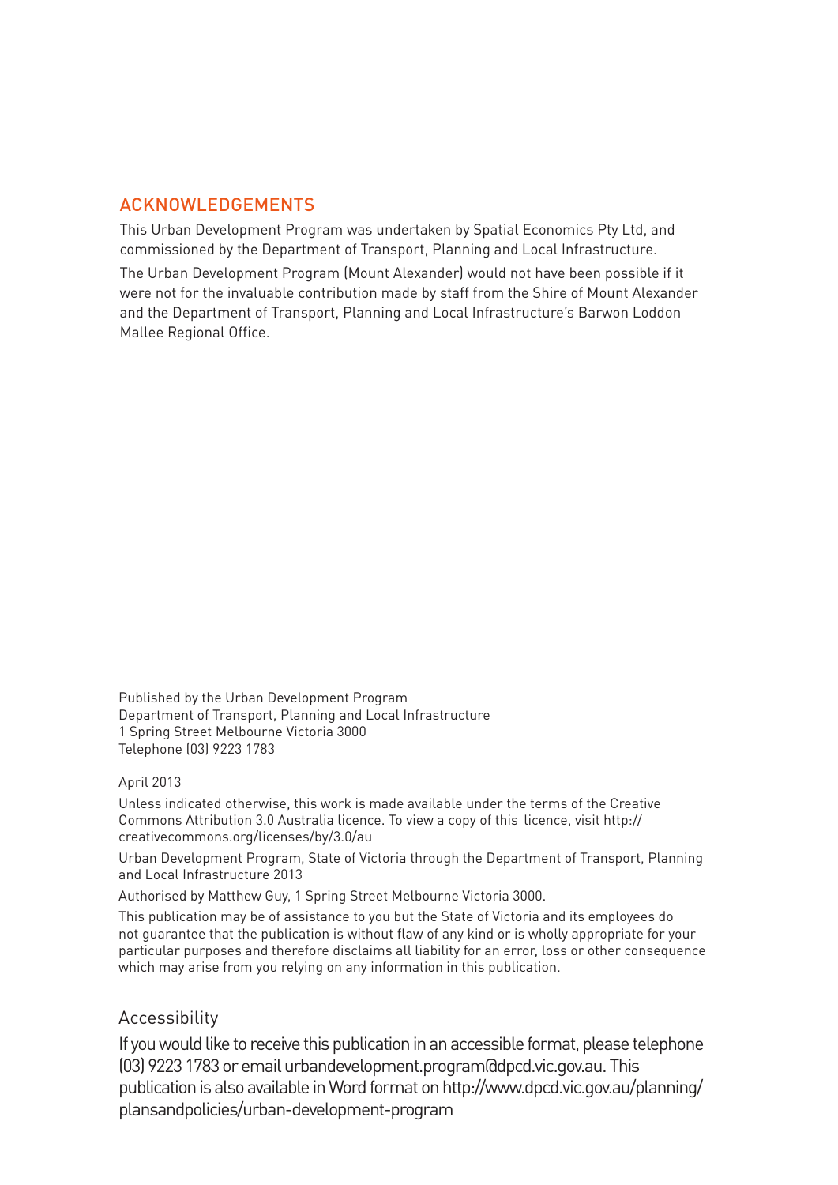## ACKNOWLEDGEMENTS

This Urban Development Program was undertaken by Spatial Economics Pty Ltd, and commissioned by the Department of Transport, Planning and Local Infrastructure.

The Urban Development Program (Mount Alexander) would not have been possible if it were not for the invaluable contribution made by staff from the Shire of Mount Alexander and the Department of Transport, Planning and Local Infrastructure's Barwon Loddon Mallee Regional Office.

Published by the Urban Development Program
Department of Transport, Planning and Local Infrastructure
1 Spring Street Melbourne Victoria 3000
Telephone (03) 9223 1783

April 2013

Unless indicated otherwise, this work is made available under the terms of the Creative Commons Attribution 3.0 Australia licence. To view a copy of this licence, visit http://creativecommons.org/licenses/by/3.0/au

Urban Development Program, State of Victoria through the Department of Transport, Planning and Local Infrastructure 2013

Authorised by Matthew Guy, 1 Spring Street Melbourne Victoria 3000.

This publication may be of assistance to you but the State of Victoria and its employees do not guarantee that the publication is without flaw of any kind or is wholly appropriate for your particular purposes and therefore disclaims all liability for an error, loss or other consequence which may arise from you relying on any information in this publication.

### Accessibility

If you would like to receive this publication in an accessible format, please telephone (03) 9223 1783 or email urbandevelopment.program@dpcd.vic.gov.au. This publication is also available in Word format on http://www.dpcd.vic.gov.au/planning/plansandpolicies/urban-development-program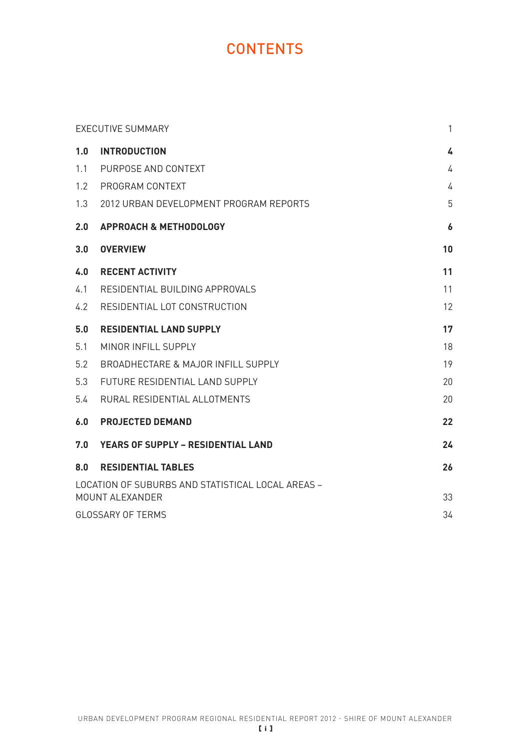# CONTENTS

| | | |
|---|---|---|
| EXECUTIVE SUMMARY | | 1 |
| **1.0** | **INTRODUCTION** | **4** |
| 1.1 | PURPOSE AND CONTEXT | 4 |
| 1.2 | PROGRAM CONTEXT | 4 |
| 1.3 | 2012 URBAN DEVELOPMENT PROGRAM REPORTS | 5 |
| **2.0** | **APPROACH & METHODOLOGY** | **6** |
| **3.0** | **OVERVIEW** | **10** |
| **4.0** | **RECENT ACTIVITY** | **11** |
| 4.1 | RESIDENTIAL BUILDING APPROVALS | 11 |
| 4.2 | RESIDENTIAL LOT CONSTRUCTION | 12 |
| **5.0** | **RESIDENTIAL LAND SUPPLY** | **17** |
| 5.1 | MINOR INFILL SUPPLY | 18 |
| 5.2 | BROADHECTARE & MAJOR INFILL SUPPLY | 19 |
| 5.3 | FUTURE RESIDENTIAL LAND SUPPLY | 20 |
| 5.4 | RURAL RESIDENTIAL ALLOTMENTS | 20 |
| **6.0** | **PROJECTED DEMAND** | **22** |
| **7.0** | **YEARS OF SUPPLY – RESIDENTIAL LAND** | **24** |
| **8.0** | **RESIDENTIAL TABLES** | **26** |
| LOCATION OF SUBURBS AND STATISTICAL LOCAL AREAS – MOUNT ALEXANDER | | 33 |
| GLOSSARY OF TERMS | | 34 |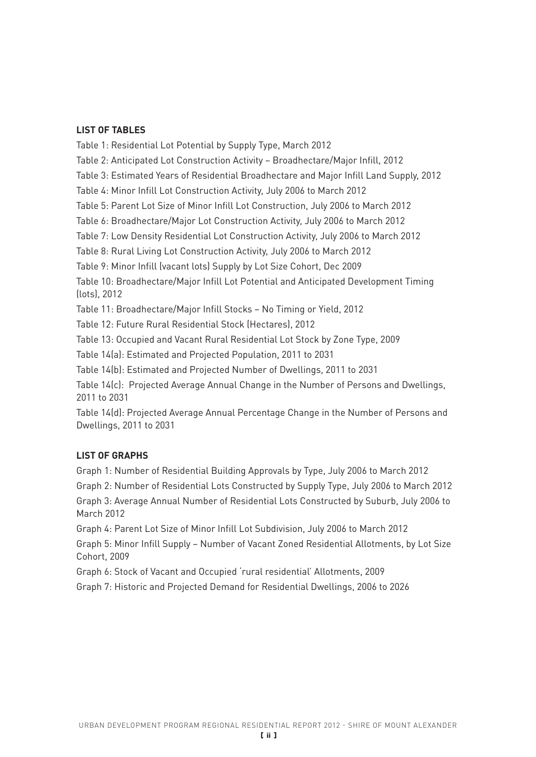## LIST OF TABLES

Table 1: Residential Lot Potential by Supply Type, March 2012

Table 2: Anticipated Lot Construction Activity – Broadhectare/Major Infill, 2012

Table 3: Estimated Years of Residential Broadhectare and Major Infill Land Supply, 2012

Table 4: Minor Infill Lot Construction Activity, July 2006 to March 2012

Table 5: Parent Lot Size of Minor Infill Lot Construction, July 2006 to March 2012

Table 6: Broadhectare/Major Lot Construction Activity, July 2006 to March 2012

Table 7: Low Density Residential Lot Construction Activity, July 2006 to March 2012

Table 8: Rural Living Lot Construction Activity, July 2006 to March 2012

Table 9: Minor Infill (vacant lots) Supply by Lot Size Cohort, Dec 2009

Table 10: Broadhectare/Major Infill Lot Potential and Anticipated Development Timing (lots), 2012

Table 11: Broadhectare/Major Infill Stocks – No Timing or Yield, 2012

Table 12: Future Rural Residential Stock (Hectares), 2012

Table 13: Occupied and Vacant Rural Residential Lot Stock by Zone Type, 2009

Table 14(a): Estimated and Projected Population, 2011 to 2031

Table 14(b): Estimated and Projected Number of Dwellings, 2011 to 2031

Table 14(c): Projected Average Annual Change in the Number of Persons and Dwellings, 2011 to 2031

Table 14(d): Projected Average Annual Percentage Change in the Number of Persons and Dwellings, 2011 to 2031

## LIST OF GRAPHS

Graph 1: Number of Residential Building Approvals by Type, July 2006 to March 2012

Graph 2: Number of Residential Lots Constructed by Supply Type, July 2006 to March 2012

Graph 3: Average Annual Number of Residential Lots Constructed by Suburb, July 2006 to March 2012

Graph 4: Parent Lot Size of Minor Infill Lot Subdivision, July 2006 to March 2012

Graph 5: Minor Infill Supply – Number of Vacant Zoned Residential Allotments, by Lot Size Cohort, 2009

Graph 6: Stock of Vacant and Occupied 'rural residential' Allotments, 2009

Graph 7: Historic and Projected Demand for Residential Dwellings, 2006 to 2026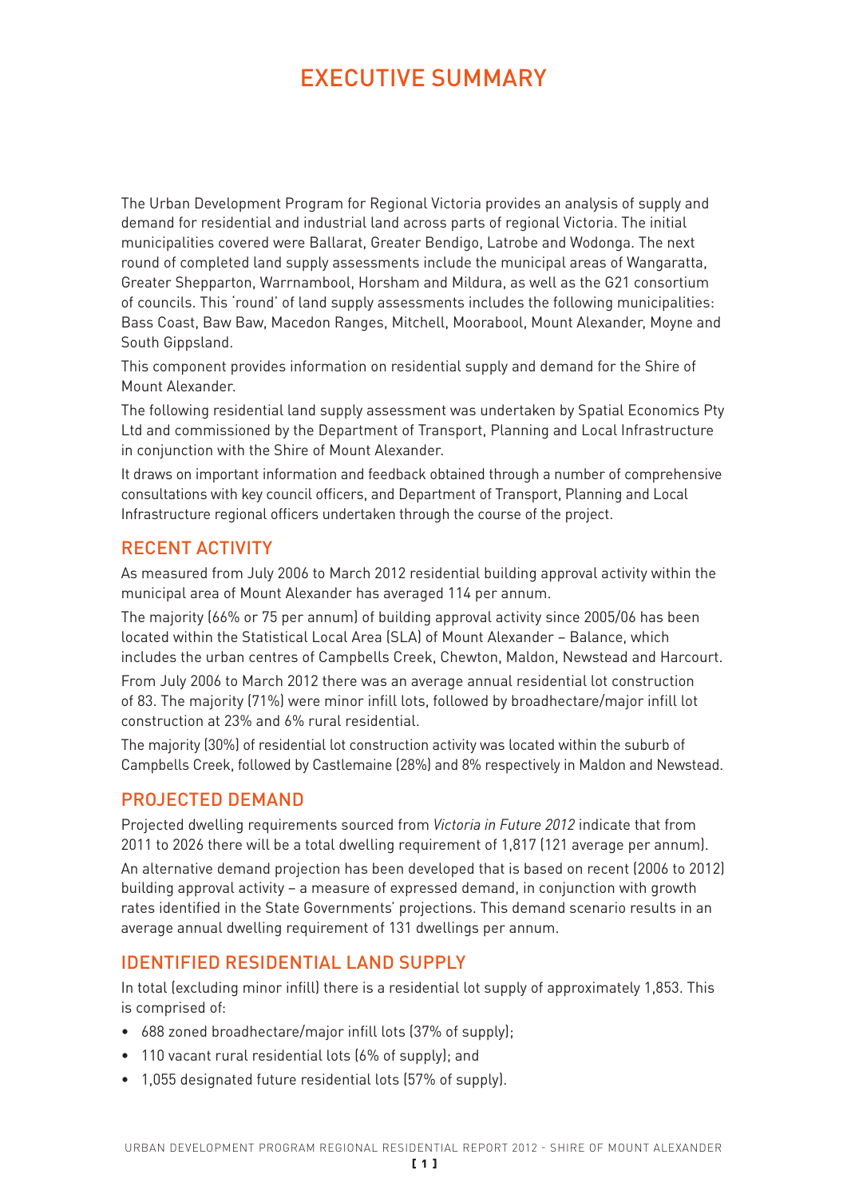# EXECUTIVE SUMMARY

The Urban Development Program for Regional Victoria provides an analysis of supply and demand for residential and industrial land across parts of regional Victoria. The initial municipalities covered were Ballarat, Greater Bendigo, Latrobe and Wodonga. The next round of completed land supply assessments include the municipal areas of Wangaratta, Greater Shepparton, Warrnambool, Horsham and Mildura, as well as the G21 consortium of councils. This 'round' of land supply assessments includes the following municipalities: Bass Coast, Baw Baw, Macedon Ranges, Mitchell, Moorabool, Mount Alexander, Moyne and South Gippsland.

This component provides information on residential supply and demand for the Shire of Mount Alexander.

The following residential land supply assessment was undertaken by Spatial Economics Pty Ltd and commissioned by the Department of Transport, Planning and Local Infrastructure in conjunction with the Shire of Mount Alexander.

It draws on important information and feedback obtained through a number of comprehensive consultations with key council officers, and Department of Transport, Planning and Local Infrastructure regional officers undertaken through the course of the project.

## RECENT ACTIVITY

As measured from July 2006 to March 2012 residential building approval activity within the municipal area of Mount Alexander has averaged 114 per annum.

The majority (66% or 75 per annum) of building approval activity since 2005/06 has been located within the Statistical Local Area (SLA) of Mount Alexander – Balance, which includes the urban centres of Campbells Creek, Chewton, Maldon, Newstead and Harcourt.

From July 2006 to March 2012 there was an average annual residential lot construction of 83. The majority (71%) were minor infill lots, followed by broadhectare/major infill lot construction at 23% and 6% rural residential.

The majority (30%) of residential lot construction activity was located within the suburb of Campbells Creek, followed by Castlemaine (28%) and 8% respectively in Maldon and Newstead.

## PROJECTED DEMAND

Projected dwelling requirements sourced from *Victoria in Future 2012* indicate that from 2011 to 2026 there will be a total dwelling requirement of 1,817 (121 average per annum).

An alternative demand projection has been developed that is based on recent (2006 to 2012) building approval activity – a measure of expressed demand, in conjunction with growth rates identified in the State Governments' projections. This demand scenario results in an average annual dwelling requirement of 131 dwellings per annum.

## IDENTIFIED RESIDENTIAL LAND SUPPLY

In total (excluding minor infill) there is a residential lot supply of approximately 1,853. This is comprised of:

- 688 zoned broadhectare/major infill lots (37% of supply);
- 110 vacant rural residential lots (6% of supply); and
- 1,055 designated future residential lots (57% of supply).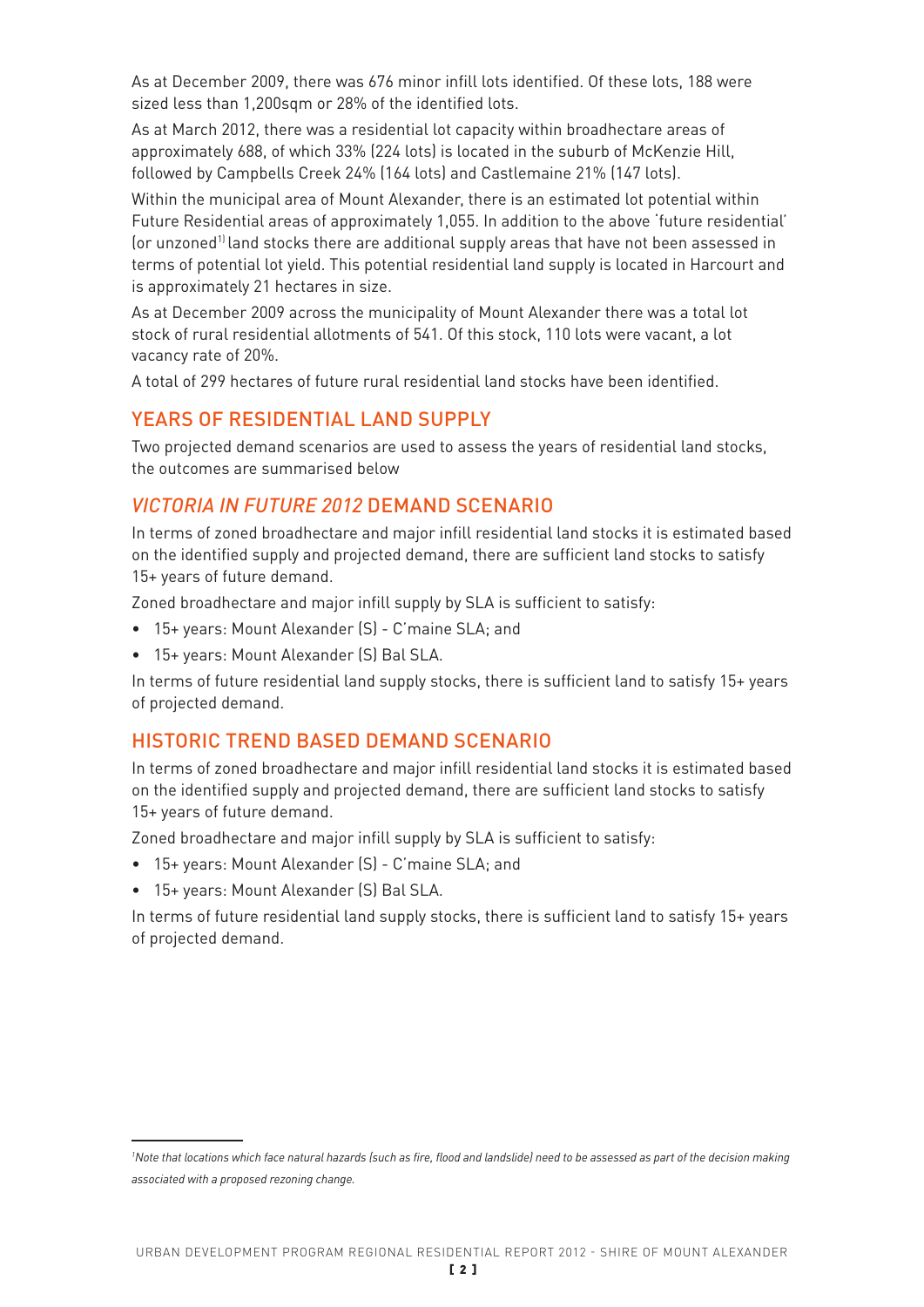As at December 2009, there was 676 minor infill lots identified. Of these lots, 188 were sized less than 1,200sqm or 28% of the identified lots.

As at March 2012, there was a residential lot capacity within broadhectare areas of approximately 688, of which 33% (224 lots) is located in the suburb of McKenzie Hill, followed by Campbells Creek 24% (164 lots) and Castlemaine 21% (147 lots).

Within the municipal area of Mount Alexander, there is an estimated lot potential within Future Residential areas of approximately 1,055. In addition to the above 'future residential' (or unzoned[1]) land stocks there are additional supply areas that have not been assessed in terms of potential lot yield. This potential residential land supply is located in Harcourt and is approximately 21 hectares in size.

As at December 2009 across the municipality of Mount Alexander there was a total lot stock of rural residential allotments of 541. Of this stock, 110 lots were vacant, a lot vacancy rate of 20%.

A total of 299 hectares of future rural residential land stocks have been identified.

## YEARS OF RESIDENTIAL LAND SUPPLY

Two projected demand scenarios are used to assess the years of residential land stocks, the outcomes are summarised below

### *VICTORIA IN FUTURE 2012* DEMAND SCENARIO

In terms of zoned broadhectare and major infill residential land stocks it is estimated based on the identified supply and projected demand, there are sufficient land stocks to satisfy 15+ years of future demand.

Zoned broadhectare and major infill supply by SLA is sufficient to satisfy:

- 15+ years: Mount Alexander (S) - C'maine SLA; and
- 15+ years: Mount Alexander (S) Bal SLA.

In terms of future residential land supply stocks, there is sufficient land to satisfy 15+ years of projected demand.

### HISTORIC TREND BASED DEMAND SCENARIO

In terms of zoned broadhectare and major infill residential land stocks it is estimated based on the identified supply and projected demand, there are sufficient land stocks to satisfy 15+ years of future demand.

Zoned broadhectare and major infill supply by SLA is sufficient to satisfy:

- 15+ years: Mount Alexander (S) - C'maine SLA; and
- 15+ years: Mount Alexander (S) Bal SLA.

In terms of future residential land supply stocks, there is sufficient land to satisfy 15+ years of projected demand.

---

[1] *Note that locations which face natural hazards (such as fire, flood and landslide) need to be assessed as part of the decision making associated with a proposed rezoning change.*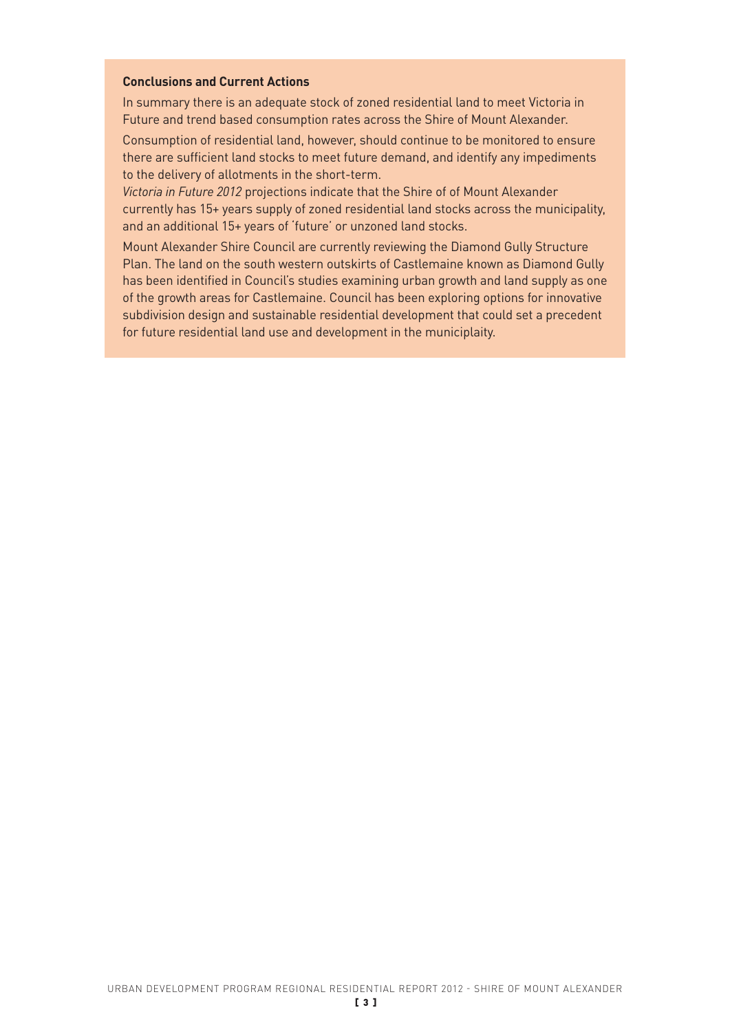**Conclusions and Current Actions**

In summary there is an adequate stock of zoned residential land to meet Victoria in Future and trend based consumption rates across the Shire of Mount Alexander.

Consumption of residential land, however, should continue to be monitored to ensure there are sufficient land stocks to meet future demand, and identify any impediments to the delivery of allotments in the short-term.

*Victoria in Future 2012* projections indicate that the Shire of of Mount Alexander currently has 15+ years supply of zoned residential land stocks across the municipality, and an additional 15+ years of 'future' or unzoned land stocks.

Mount Alexander Shire Council are currently reviewing the Diamond Gully Structure Plan. The land on the south western outskirts of Castlemaine known as Diamond Gully has been identified in Council's studies examining urban growth and land supply as one of the growth areas for Castlemaine. Council has been exploring options for innovative subdivision design and sustainable residential development that could set a precedent for future residential land use and development in the municiplaity.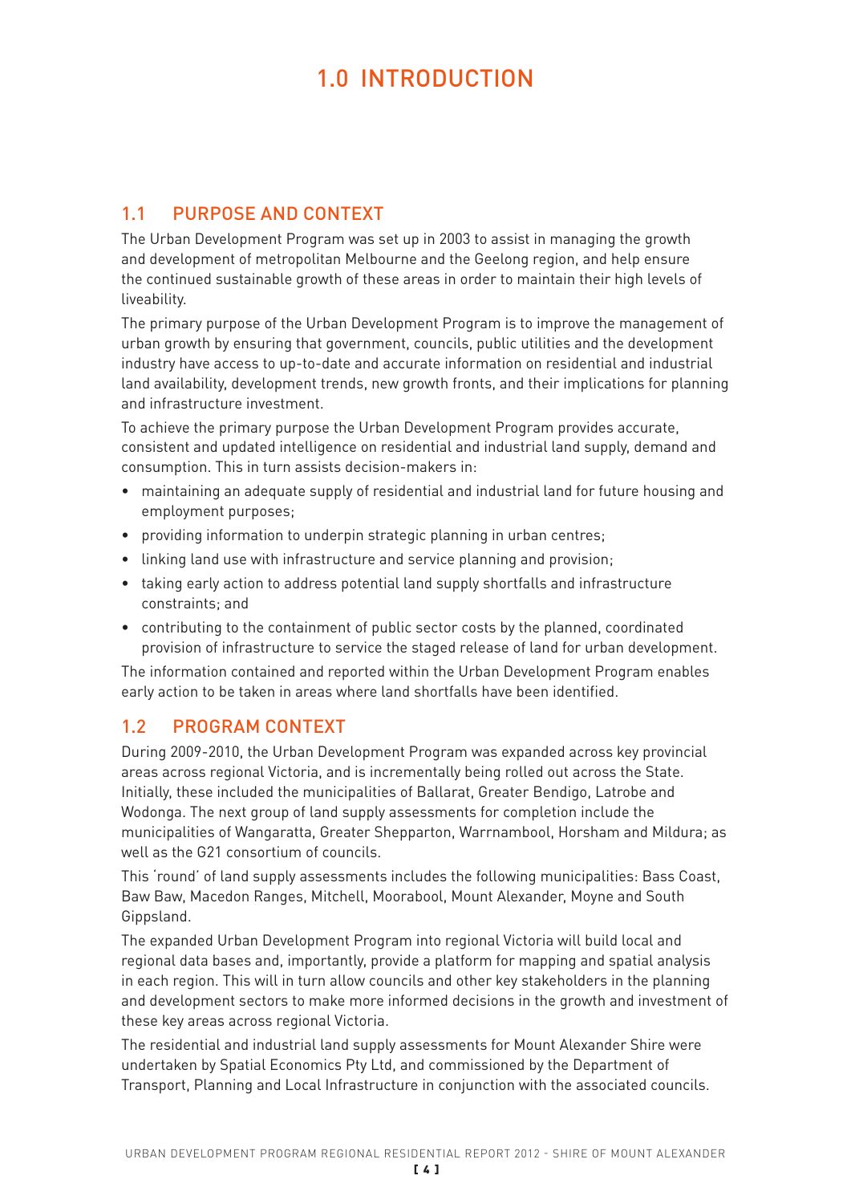# 1.0 INTRODUCTION

## 1.1 PURPOSE AND CONTEXT

The Urban Development Program was set up in 2003 to assist in managing the growth and development of metropolitan Melbourne and the Geelong region, and help ensure the continued sustainable growth of these areas in order to maintain their high levels of liveability.

The primary purpose of the Urban Development Program is to improve the management of urban growth by ensuring that government, councils, public utilities and the development industry have access to up-to-date and accurate information on residential and industrial land availability, development trends, new growth fronts, and their implications for planning and infrastructure investment.

To achieve the primary purpose the Urban Development Program provides accurate, consistent and updated intelligence on residential and industrial land supply, demand and consumption. This in turn assists decision-makers in:

- maintaining an adequate supply of residential and industrial land for future housing and employment purposes;
- providing information to underpin strategic planning in urban centres;
- linking land use with infrastructure and service planning and provision;
- taking early action to address potential land supply shortfalls and infrastructure constraints; and
- contributing to the containment of public sector costs by the planned, coordinated provision of infrastructure to service the staged release of land for urban development.

The information contained and reported within the Urban Development Program enables early action to be taken in areas where land shortfalls have been identified.

## 1.2 PROGRAM CONTEXT

During 2009-2010, the Urban Development Program was expanded across key provincial areas across regional Victoria, and is incrementally being rolled out across the State. Initially, these included the municipalities of Ballarat, Greater Bendigo, Latrobe and Wodonga. The next group of land supply assessments for completion include the municipalities of Wangaratta, Greater Shepparton, Warrnambool, Horsham and Mildura; as well as the G21 consortium of councils.

This 'round' of land supply assessments includes the following municipalities: Bass Coast, Baw Baw, Macedon Ranges, Mitchell, Moorabool, Mount Alexander, Moyne and South Gippsland.

The expanded Urban Development Program into regional Victoria will build local and regional data bases and, importantly, provide a platform for mapping and spatial analysis in each region. This will in turn allow councils and other key stakeholders in the planning and development sectors to make more informed decisions in the growth and investment of these key areas across regional Victoria.

The residential and industrial land supply assessments for Mount Alexander Shire were undertaken by Spatial Economics Pty Ltd, and commissioned by the Department of Transport, Planning and Local Infrastructure in conjunction with the associated councils.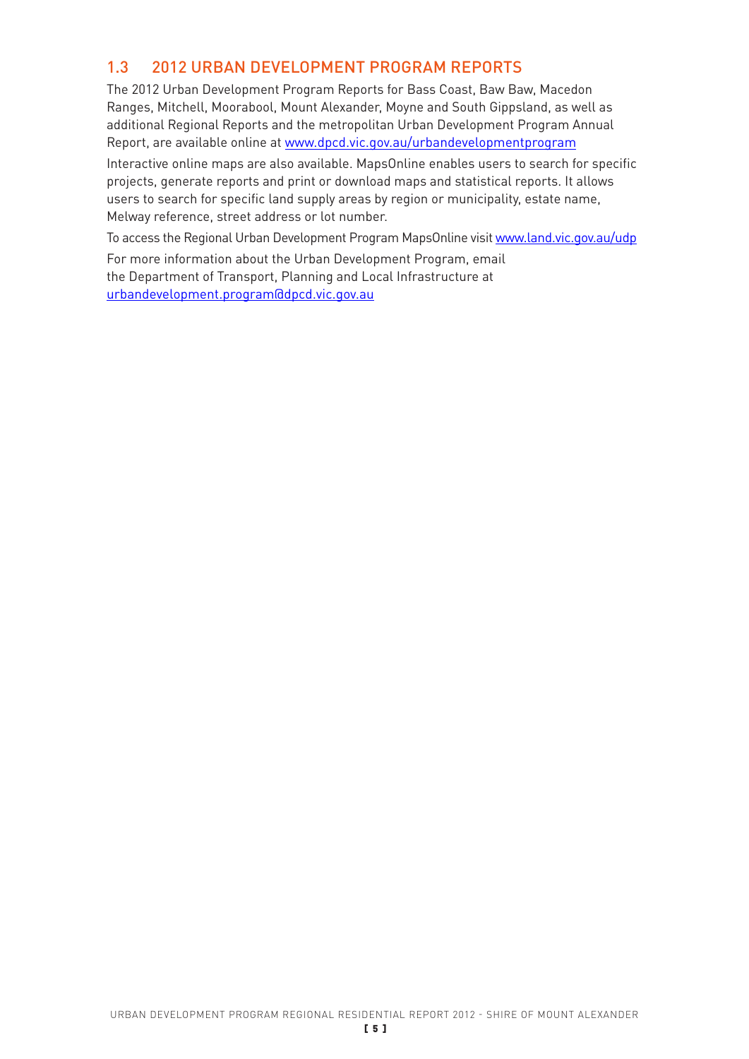## 1.3 2012 URBAN DEVELOPMENT PROGRAM REPORTS

The 2012 Urban Development Program Reports for Bass Coast, Baw Baw, Macedon Ranges, Mitchell, Moorabool, Mount Alexander, Moyne and South Gippsland, as well as additional Regional Reports and the metropolitan Urban Development Program Annual Report, are available online at www.dpcd.vic.gov.au/urbandevelopmentprogram

Interactive online maps are also available. MapsOnline enables users to search for specific projects, generate reports and print or download maps and statistical reports. It allows users to search for specific land supply areas by region or municipality, estate name, Melway reference, street address or lot number.

To access the Regional Urban Development Program MapsOnline visit www.land.vic.gov.au/udp

For more information about the Urban Development Program, email the Department of Transport, Planning and Local Infrastructure at urbandevelopment.program@dpcd.vic.gov.au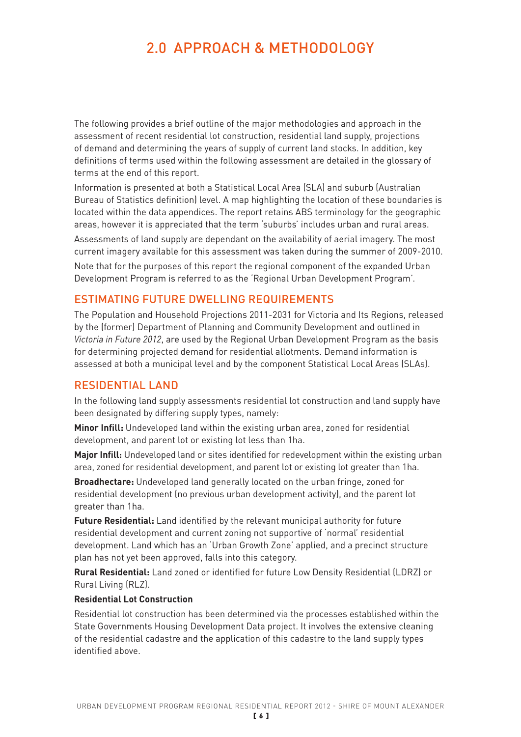# 2.0 APPROACH & METHODOLOGY

The following provides a brief outline of the major methodologies and approach in the assessment of recent residential lot construction, residential land supply, projections of demand and determining the years of supply of current land stocks. In addition, key definitions of terms used within the following assessment are detailed in the glossary of terms at the end of this report.

Information is presented at both a Statistical Local Area (SLA) and suburb (Australian Bureau of Statistics definition) level. A map highlighting the location of these boundaries is located within the data appendices. The report retains ABS terminology for the geographic areas, however it is appreciated that the term 'suburbs' includes urban and rural areas.

Assessments of land supply are dependant on the availability of aerial imagery. The most current imagery available for this assessment was taken during the summer of 2009-2010.

Note that for the purposes of this report the regional component of the expanded Urban Development Program is referred to as the 'Regional Urban Development Program'.

## ESTIMATING FUTURE DWELLING REQUIREMENTS

The Population and Household Projections 2011-2031 for Victoria and Its Regions, released by the (former) Department of Planning and Community Development and outlined in *Victoria in Future 2012*, are used by the Regional Urban Development Program as the basis for determining projected demand for residential allotments. Demand information is assessed at both a municipal level and by the component Statistical Local Areas (SLAs).

## RESIDENTIAL LAND

In the following land supply assessments residential lot construction and land supply have been designated by differing supply types, namely:

**Minor Infill:** Undeveloped land within the existing urban area, zoned for residential development, and parent lot or existing lot less than 1ha.

**Major Infill:** Undeveloped land or sites identified for redevelopment within the existing urban area, zoned for residential development, and parent lot or existing lot greater than 1ha.

**Broadhectare:** Undeveloped land generally located on the urban fringe, zoned for residential development (no previous urban development activity), and the parent lot greater than 1ha.

**Future Residential:** Land identified by the relevant municipal authority for future residential development and current zoning not supportive of 'normal' residential development. Land which has an 'Urban Growth Zone' applied, and a precinct structure plan has not yet been approved, falls into this category.

**Rural Residential:** Land zoned or identified for future Low Density Residential (LDRZ) or Rural Living (RLZ).

**Residential Lot Construction**

Residential lot construction has been determined via the processes established within the State Governments Housing Development Data project. It involves the extensive cleaning of the residential cadastre and the application of this cadastre to the land supply types identified above.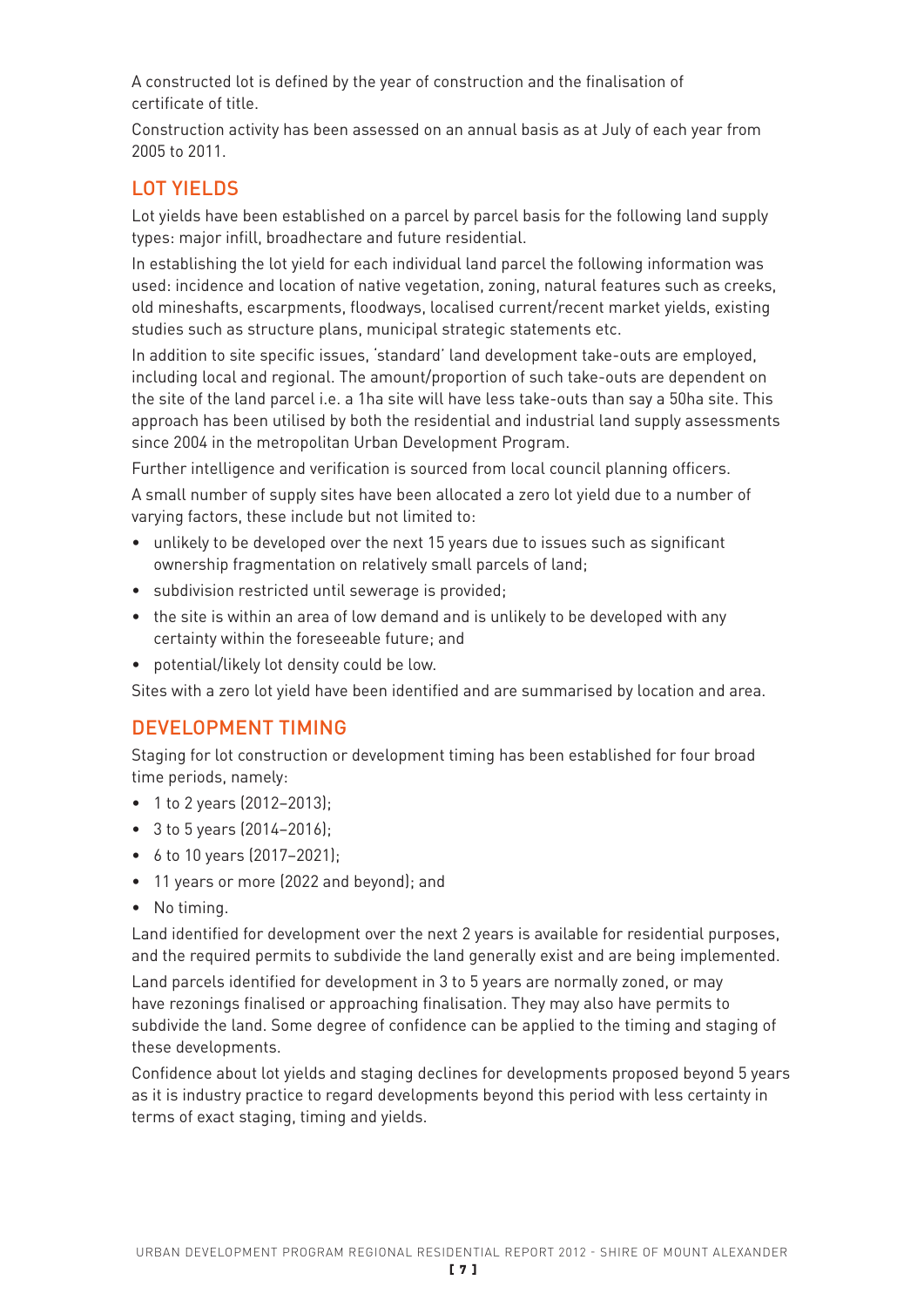A constructed lot is defined by the year of construction and the finalisation of certificate of title.

Construction activity has been assessed on an annual basis as at July of each year from 2005 to 2011.

## LOT YIELDS

Lot yields have been established on a parcel by parcel basis for the following land supply types: major infill, broadhectare and future residential.

In establishing the lot yield for each individual land parcel the following information was used: incidence and location of native vegetation, zoning, natural features such as creeks, old mineshafts, escarpments, floodways, localised current/recent market yields, existing studies such as structure plans, municipal strategic statements etc.

In addition to site specific issues, 'standard' land development take-outs are employed, including local and regional. The amount/proportion of such take-outs are dependent on the site of the land parcel i.e. a 1ha site will have less take-outs than say a 50ha site. This approach has been utilised by both the residential and industrial land supply assessments since 2004 in the metropolitan Urban Development Program.

Further intelligence and verification is sourced from local council planning officers.

A small number of supply sites have been allocated a zero lot yield due to a number of varying factors, these include but not limited to:

- unlikely to be developed over the next 15 years due to issues such as significant ownership fragmentation on relatively small parcels of land;
- subdivision restricted until sewerage is provided;
- the site is within an area of low demand and is unlikely to be developed with any certainty within the foreseeable future; and
- potential/likely lot density could be low.

Sites with a zero lot yield have been identified and are summarised by location and area.

## DEVELOPMENT TIMING

Staging for lot construction or development timing has been established for four broad time periods, namely:

- 1 to 2 years (2012–2013);
- 3 to 5 years (2014–2016);
- 6 to 10 years (2017–2021);
- 11 years or more (2022 and beyond); and
- No timing.

Land identified for development over the next 2 years is available for residential purposes, and the required permits to subdivide the land generally exist and are being implemented.

Land parcels identified for development in 3 to 5 years are normally zoned, or may have rezonings finalised or approaching finalisation. They may also have permits to subdivide the land. Some degree of confidence can be applied to the timing and staging of these developments.

Confidence about lot yields and staging declines for developments proposed beyond 5 years as it is industry practice to regard developments beyond this period with less certainty in terms of exact staging, timing and yields.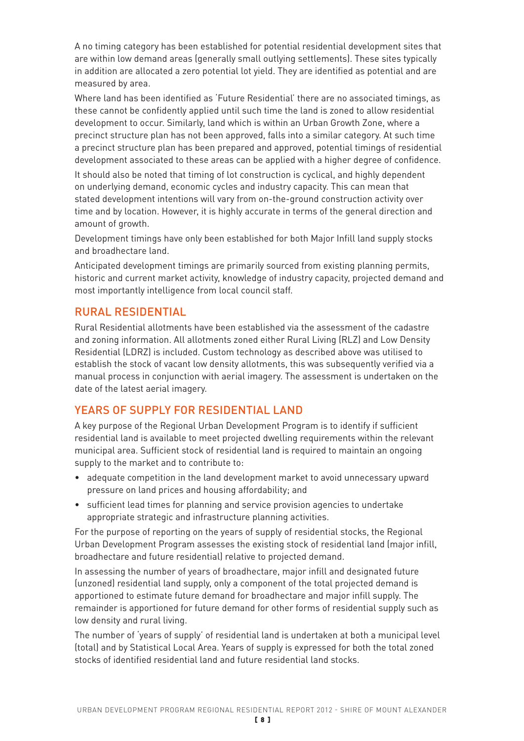A no timing category has been established for potential residential development sites that are within low demand areas (generally small outlying settlements). These sites typically in addition are allocated a zero potential lot yield. They are identified as potential and are measured by area.

Where land has been identified as 'Future Residential' there are no associated timings, as these cannot be confidently applied until such time the land is zoned to allow residential development to occur. Similarly, land which is within an Urban Growth Zone, where a precinct structure plan has not been approved, falls into a similar category. At such time a precinct structure plan has been prepared and approved, potential timings of residential development associated to these areas can be applied with a higher degree of confidence.

It should also be noted that timing of lot construction is cyclical, and highly dependent on underlying demand, economic cycles and industry capacity. This can mean that stated development intentions will vary from on-the-ground construction activity over time and by location. However, it is highly accurate in terms of the general direction and amount of growth.

Development timings have only been established for both Major Infill land supply stocks and broadhectare land.

Anticipated development timings are primarily sourced from existing planning permits, historic and current market activity, knowledge of industry capacity, projected demand and most importantly intelligence from local council staff.

## RURAL RESIDENTIAL

Rural Residential allotments have been established via the assessment of the cadastre and zoning information. All allotments zoned either Rural Living (RLZ) and Low Density Residential (LDRZ) is included. Custom technology as described above was utilised to establish the stock of vacant low density allotments, this was subsequently verified via a manual process in conjunction with aerial imagery. The assessment is undertaken on the date of the latest aerial imagery.

## YEARS OF SUPPLY FOR RESIDENTIAL LAND

A key purpose of the Regional Urban Development Program is to identify if sufficient residential land is available to meet projected dwelling requirements within the relevant municipal area. Sufficient stock of residential land is required to maintain an ongoing supply to the market and to contribute to:

- adequate competition in the land development market to avoid unnecessary upward pressure on land prices and housing affordability; and
- sufficient lead times for planning and service provision agencies to undertake appropriate strategic and infrastructure planning activities.

For the purpose of reporting on the years of supply of residential stocks, the Regional Urban Development Program assesses the existing stock of residential land (major infill, broadhectare and future residential) relative to projected demand.

In assessing the number of years of broadhectare, major infill and designated future (unzoned) residential land supply, only a component of the total projected demand is apportioned to estimate future demand for broadhectare and major infill supply. The remainder is apportioned for future demand for other forms of residential supply such as low density and rural living.

The number of 'years of supply' of residential land is undertaken at both a municipal level (total) and by Statistical Local Area. Years of supply is expressed for both the total zoned stocks of identified residential land and future residential land stocks.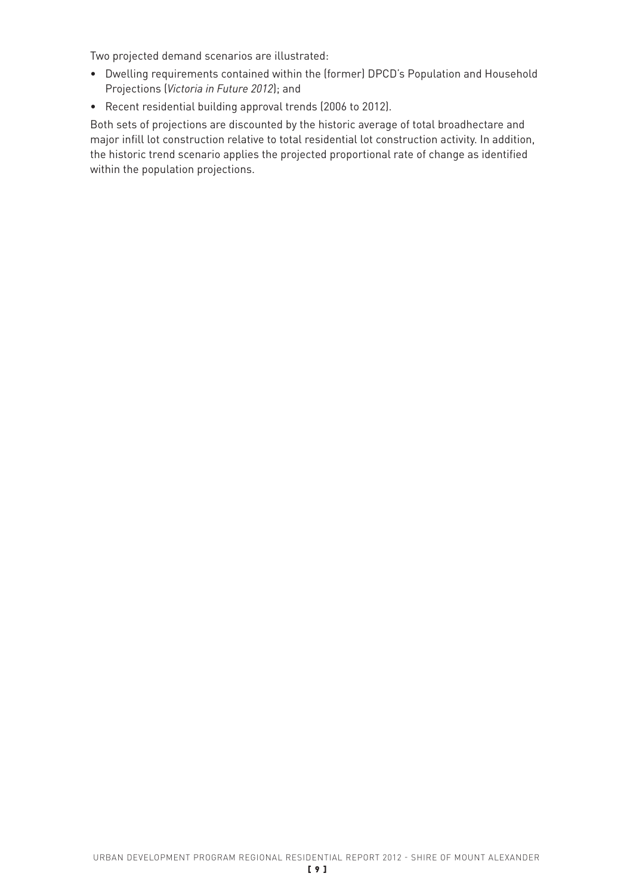Two projected demand scenarios are illustrated:

- Dwelling requirements contained within the (former) DPCD's Population and Household Projections (*Victoria in Future 2012*); and
- Recent residential building approval trends (2006 to 2012).

Both sets of projections are discounted by the historic average of total broadhectare and major infill lot construction relative to total residential lot construction activity. In addition, the historic trend scenario applies the projected proportional rate of change as identified within the population projections.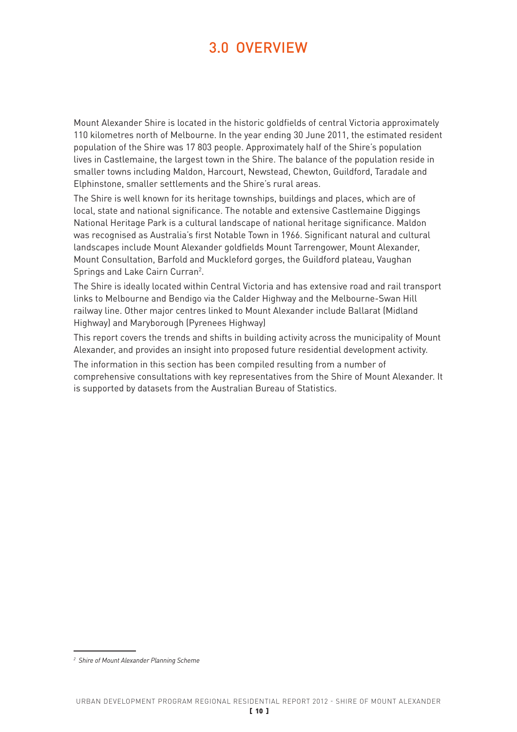# 3.0 OVERVIEW

Mount Alexander Shire is located in the historic goldfields of central Victoria approximately 110 kilometres north of Melbourne. In the year ending 30 June 2011, the estimated resident population of the Shire was 17 803 people. Approximately half of the Shire's population lives in Castlemaine, the largest town in the Shire. The balance of the population reside in smaller towns including Maldon, Harcourt, Newstead, Chewton, Guildford, Taradale and Elphinstone, smaller settlements and the Shire's rural areas.

The Shire is well known for its heritage townships, buildings and places, which are of local, state and national significance. The notable and extensive Castlemaine Diggings National Heritage Park is a cultural landscape of national heritage significance. Maldon was recognised as Australia's first Notable Town in 1966. Significant natural and cultural landscapes include Mount Alexander goldfields Mount Tarrengower, Mount Alexander, Mount Consultation, Barfold and Muckleford gorges, the Guildford plateau, Vaughan Springs and Lake Cairn Curran[2].

The Shire is ideally located within Central Victoria and has extensive road and rail transport links to Melbourne and Bendigo via the Calder Highway and the Melbourne-Swan Hill railway line. Other major centres linked to Mount Alexander include Ballarat (Midland Highway) and Maryborough (Pyrenees Highway)

This report covers the trends and shifts in building activity across the municipality of Mount Alexander, and provides an insight into proposed future residential development activity.

The information in this section has been compiled resulting from a number of comprehensive consultations with key representatives from the Shire of Mount Alexander. It is supported by datasets from the Australian Bureau of Statistics.

[2] *Shire of Mount Alexander Planning Scheme*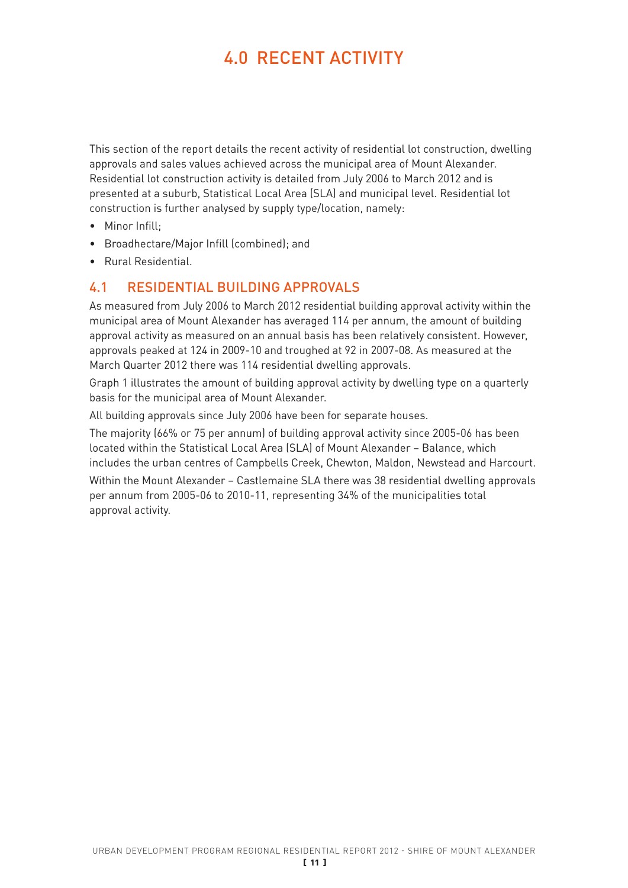# 4.0 RECENT ACTIVITY

This section of the report details the recent activity of residential lot construction, dwelling approvals and sales values achieved across the municipal area of Mount Alexander. Residential lot construction activity is detailed from July 2006 to March 2012 and is presented at a suburb, Statistical Local Area (SLA) and municipal level. Residential lot construction is further analysed by supply type/location, namely:

- Minor Infill;
- Broadhectare/Major Infill (combined); and
- Rural Residential.

## 4.1 RESIDENTIAL BUILDING APPROVALS

As measured from July 2006 to March 2012 residential building approval activity within the municipal area of Mount Alexander has averaged 114 per annum, the amount of building approval activity as measured on an annual basis has been relatively consistent. However, approvals peaked at 124 in 2009-10 and troughed at 92 in 2007-08. As measured at the March Quarter 2012 there was 114 residential dwelling approvals.

Graph 1 illustrates the amount of building approval activity by dwelling type on a quarterly basis for the municipal area of Mount Alexander.

All building approvals since July 2006 have been for separate houses.

The majority (66% or 75 per annum) of building approval activity since 2005-06 has been located within the Statistical Local Area (SLA) of Mount Alexander – Balance, which includes the urban centres of Campbells Creek, Chewton, Maldon, Newstead and Harcourt.

Within the Mount Alexander – Castlemaine SLA there was 38 residential dwelling approvals per annum from 2005-06 to 2010-11, representing 34% of the municipalities total approval activity.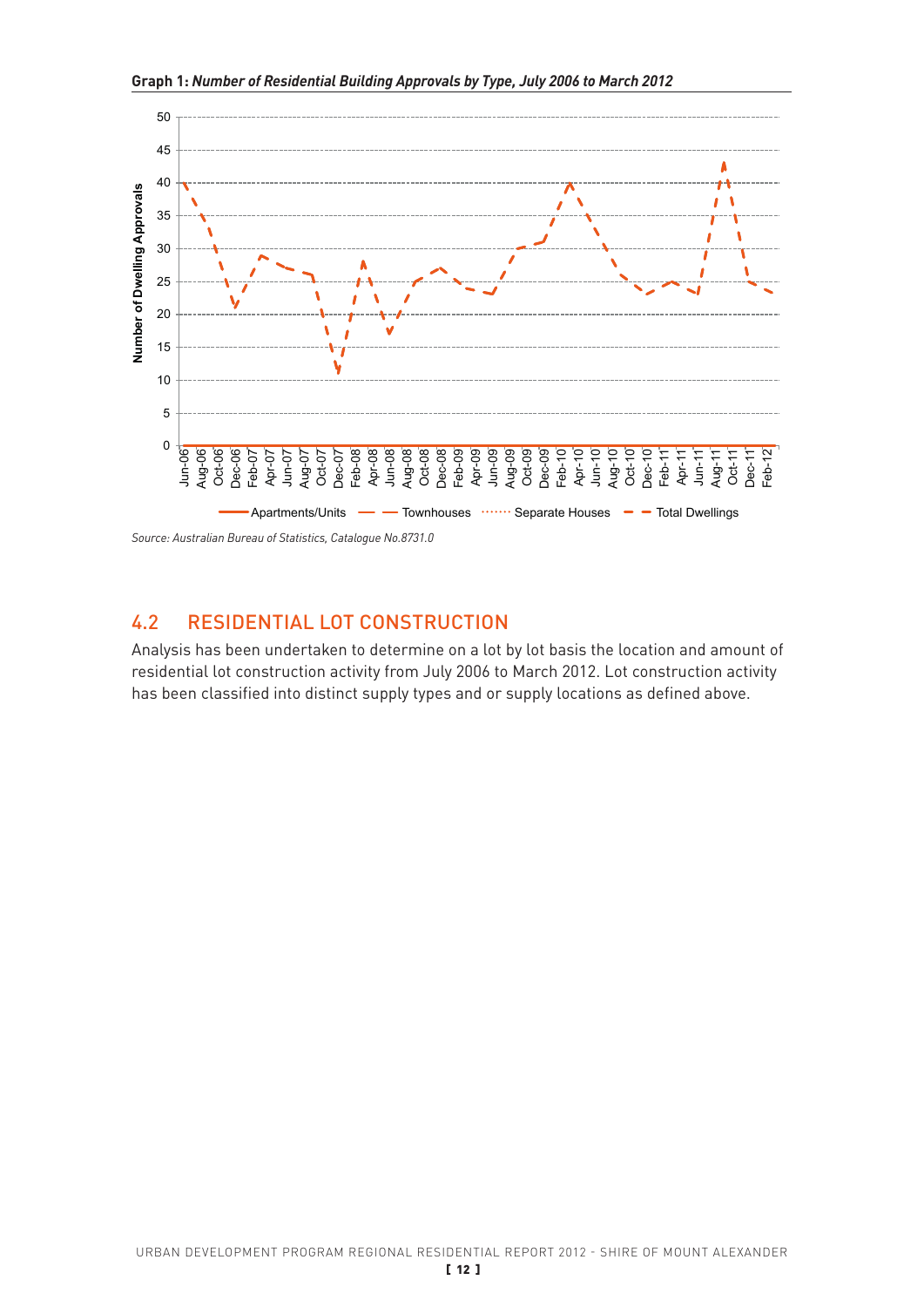**Graph 1:** ***Number of Residential Building Approvals by Type, July 2006 to March 2012***

*Source: Australian Bureau of Statistics, Catalogue No.8731.0*

## 4.2 RESIDENTIAL LOT CONSTRUCTION

Analysis has been undertaken to determine on a lot by lot basis the location and amount of residential lot construction activity from July 2006 to March 2012. Lot construction activity has been classified into distinct supply types and or supply locations as defined above.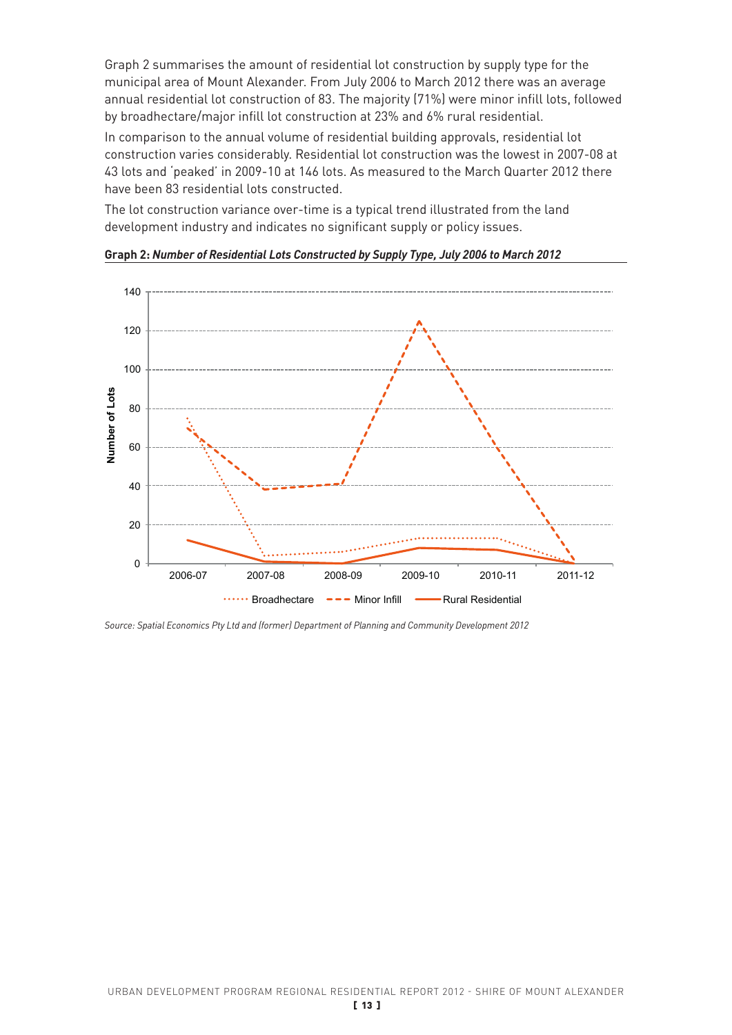Graph 2 summarises the amount of residential lot construction by supply type for the municipal area of Mount Alexander. From July 2006 to March 2012 there was an average annual residential lot construction of 83. The majority (71%) were minor infill lots, followed by broadhectare/major infill lot construction at 23% and 6% rural residential.

In comparison to the annual volume of residential building approvals, residential lot construction varies considerably. Residential lot construction was the lowest in 2007-08 at 43 lots and 'peaked' in 2009-10 at 146 lots. As measured to the March Quarter 2012 there have been 83 residential lots constructed.

The lot construction variance over-time is a typical trend illustrated from the land development industry and indicates no significant supply or policy issues.

**Graph 2:** ***Number of Residential Lots Constructed by Supply Type, July 2006 to March 2012***

*Source: Spatial Economics Pty Ltd and (former) Department of Planning and Community Development 2012*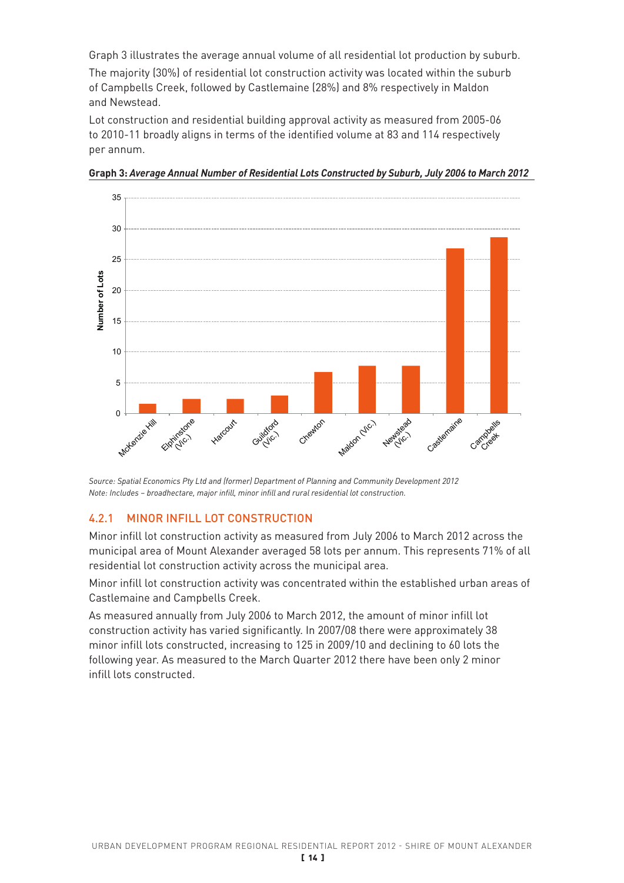Graph 3 illustrates the average annual volume of all residential lot production by suburb.

The majority (30%) of residential lot construction activity was located within the suburb of Campbells Creek, followed by Castlemaine (28%) and 8% respectively in Maldon and Newstead.

Lot construction and residential building approval activity as measured from 2005-06 to 2010-11 broadly aligns in terms of the identified volume at 83 and 114 respectively per annum.

**Graph 3:** ***Average Annual Number of Residential Lots Constructed by Suburb, July 2006 to March 2012***

*Source: Spatial Economics Pty Ltd and (former) Department of Planning and Community Development 2012*
*Note: Includes – broadhectare, major infill, minor infill and rural residential lot construction.*

### 4.2.1 MINOR INFILL LOT CONSTRUCTION

Minor infill lot construction activity as measured from July 2006 to March 2012 across the municipal area of Mount Alexander averaged 58 lots per annum. This represents 71% of all residential lot construction activity across the municipal area.

Minor infill lot construction activity was concentrated within the established urban areas of Castlemaine and Campbells Creek.

As measured annually from July 2006 to March 2012, the amount of minor infill lot construction activity has varied significantly. In 2007/08 there were approximately 38 minor infill lots constructed, increasing to 125 in 2009/10 and declining to 60 lots the following year. As measured to the March Quarter 2012 there have been only 2 minor infill lots constructed.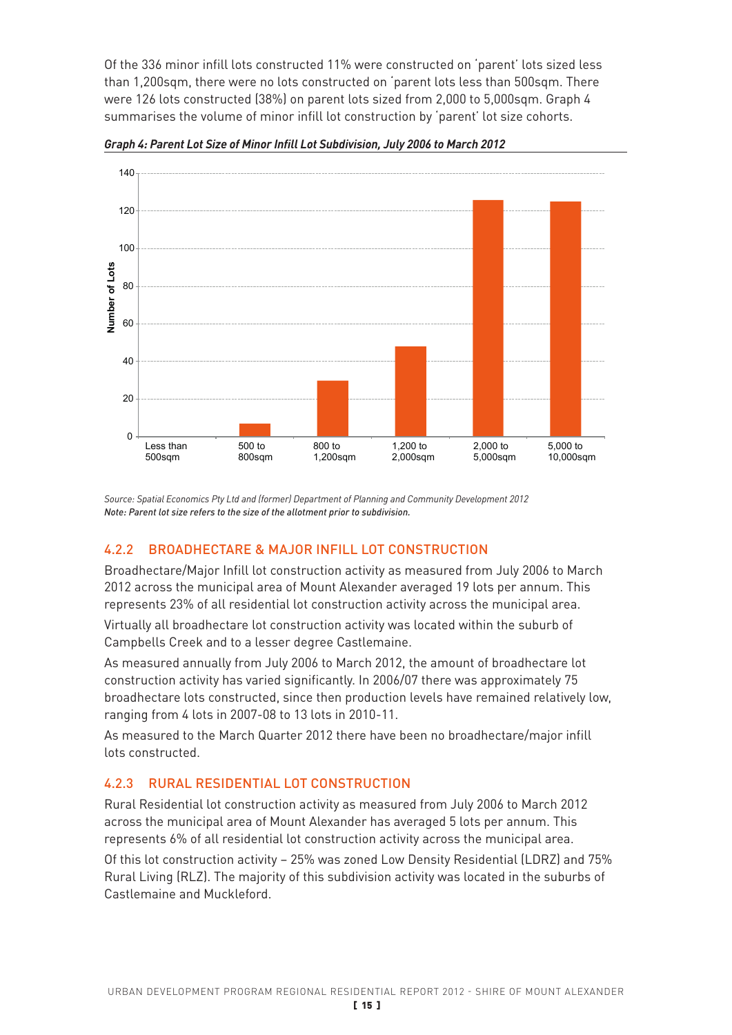Of the 336 minor infill lots constructed 11% were constructed on 'parent' lots sized less than 1,200sqm, there were no lots constructed on 'parent lots less than 500sqm. There were 126 lots constructed (38%) on parent lots sized from 2,000 to 5,000sqm. Graph 4 summarises the volume of minor infill lot construction by 'parent' lot size cohorts.

***Graph 4: Parent Lot Size of Minor Infill Lot Subdivision, July 2006 to March 2012***

*Source: Spatial Economics Pty Ltd and (former) Department of Planning and Community Development 2012*
*Note: Parent lot size refers to the size of the allotment prior to subdivision.*

### 4.2.2 BROADHECTARE & MAJOR INFILL LOT CONSTRUCTION

Broadhectare/Major Infill lot construction activity as measured from July 2006 to March 2012 across the municipal area of Mount Alexander averaged 19 lots per annum. This represents 23% of all residential lot construction activity across the municipal area.

Virtually all broadhectare lot construction activity was located within the suburb of Campbells Creek and to a lesser degree Castlemaine.

As measured annually from July 2006 to March 2012, the amount of broadhectare lot construction activity has varied significantly. In 2006/07 there was approximately 75 broadhectare lots constructed, since then production levels have remained relatively low, ranging from 4 lots in 2007-08 to 13 lots in 2010-11.

As measured to the March Quarter 2012 there have been no broadhectare/major infill lots constructed.

### 4.2.3 RURAL RESIDENTIAL LOT CONSTRUCTION

Rural Residential lot construction activity as measured from July 2006 to March 2012 across the municipal area of Mount Alexander has averaged 5 lots per annum. This represents 6% of all residential lot construction activity across the municipal area.

Of this lot construction activity – 25% was zoned Low Density Residential (LDRZ) and 75% Rural Living (RLZ). The majority of this subdivision activity was located in the suburbs of Castlemaine and Muckleford.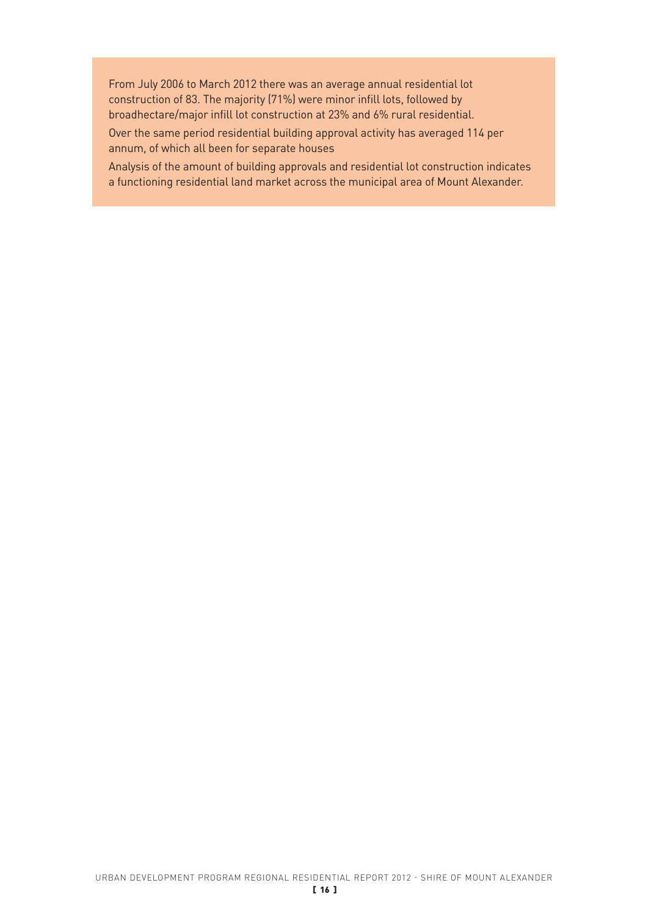From July 2006 to March 2012 there was an average annual residential lot construction of 83. The majority (71%) were minor infill lots, followed by broadhectare/major infill lot construction at 23% and 6% rural residential.

Over the same period residential building approval activity has averaged 114 per annum, of which all been for separate houses

Analysis of the amount of building approvals and residential lot construction indicates a functioning residential land market across the municipal area of Mount Alexander.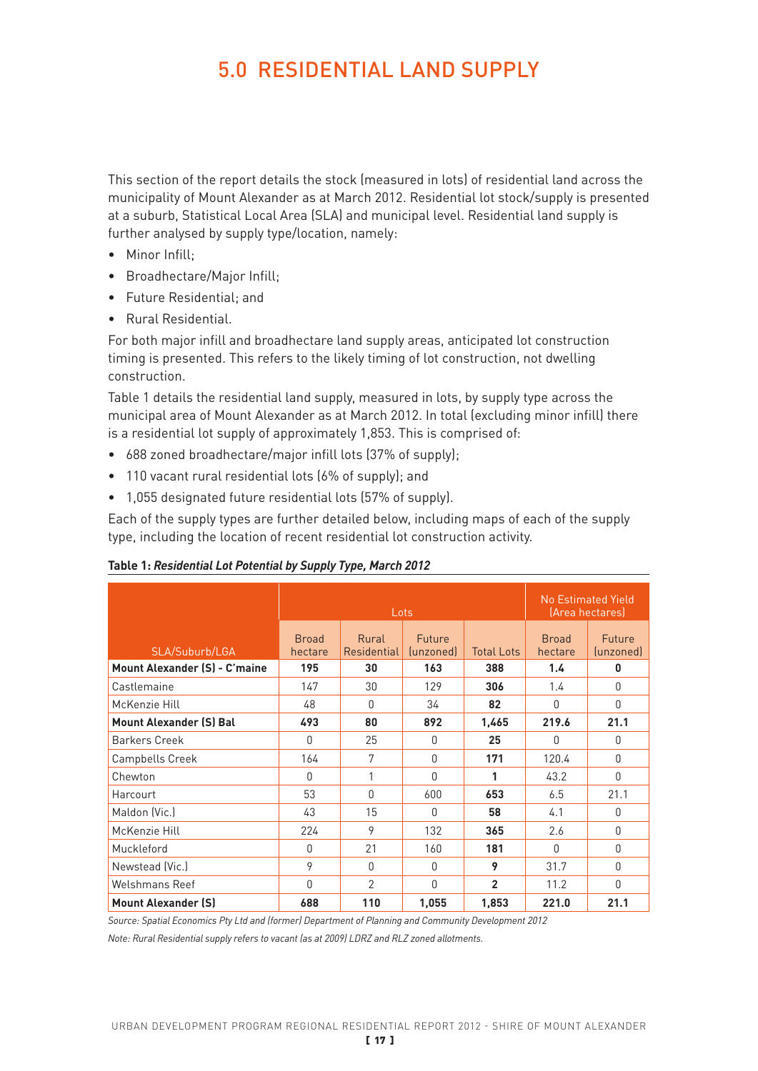# 5.0 RESIDENTIAL LAND SUPPLY

This section of the report details the stock (measured in lots) of residential land across the municipality of Mount Alexander as at March 2012. Residential lot stock/supply is presented at a suburb, Statistical Local Area (SLA) and municipal level. Residential land supply is further analysed by supply type/location, namely:

- Minor Infill;
- Broadhectare/Major Infill;
- Future Residential; and
- Rural Residential.

For both major infill and broadhectare land supply areas, anticipated lot construction timing is presented. This refers to the likely timing of lot construction, not dwelling construction.

Table 1 details the residential land supply, measured in lots, by supply type across the municipal area of Mount Alexander as at March 2012. In total (excluding minor infill) there is a residential lot supply of approximately 1,853. This is comprised of:

- 688 zoned broadhectare/major infill lots (37% of supply);
- 110 vacant rural residential lots (6% of supply); and
- 1,055 designated future residential lots (57% of supply).

Each of the supply types are further detailed below, including maps of each of the supply type, including the location of recent residential lot construction activity.

**Table 1: *Residential Lot Potential by Supply Type, March 2012***

| | Lots | | | | No Estimated Yield (Area hectares) | |
|---|---|---|---|---|---|---|
| SLA/Suburb/LGA | Broad hectare | Rural Residential | Future (unzoned) | Total Lots | Broad hectare | Future (unzoned) |
| **Mount Alexander (S) - C'maine** | **195** | **30** | **163** | **388** | **1.4** | **0** |
| Castlemaine | 147 | 30 | 129 | **306** | 1.4 | 0 |
| McKenzie Hill | 48 | 0 | 34 | **82** | 0 | 0 |
| **Mount Alexander (S) Bal** | **493** | **80** | **892** | **1,465** | **219.6** | **21.1** |
| Barkers Creek | 0 | 25 | 0 | **25** | 0 | 0 |
| Campbells Creek | 164 | 7 | 0 | **171** | 120.4 | 0 |
| Chewton | 0 | 1 | 0 | **1** | 43.2 | 0 |
| Harcourt | 53 | 0 | 600 | **653** | 6.5 | 21.1 |
| Maldon (Vic.) | 43 | 15 | 0 | **58** | 4.1 | 0 |
| McKenzie Hill | 224 | 9 | 132 | **365** | 2.6 | 0 |
| Muckleford | 0 | 21 | 160 | **181** | 0 | 0 |
| Newstead (Vic.) | 9 | 0 | 0 | **9** | 31.7 | 0 |
| Welshmans Reef | 0 | 2 | 0 | **2** | 11.2 | 0 |
| **Mount Alexander (S)** | **688** | **110** | **1,055** | **1,853** | **221.0** | **21.1** |

*Source: Spatial Economics Pty Ltd and (former) Department of Planning and Community Development 2012*

*Note: Rural Residential supply refers to vacant (as at 2009) LDRZ and RLZ zoned allotments.*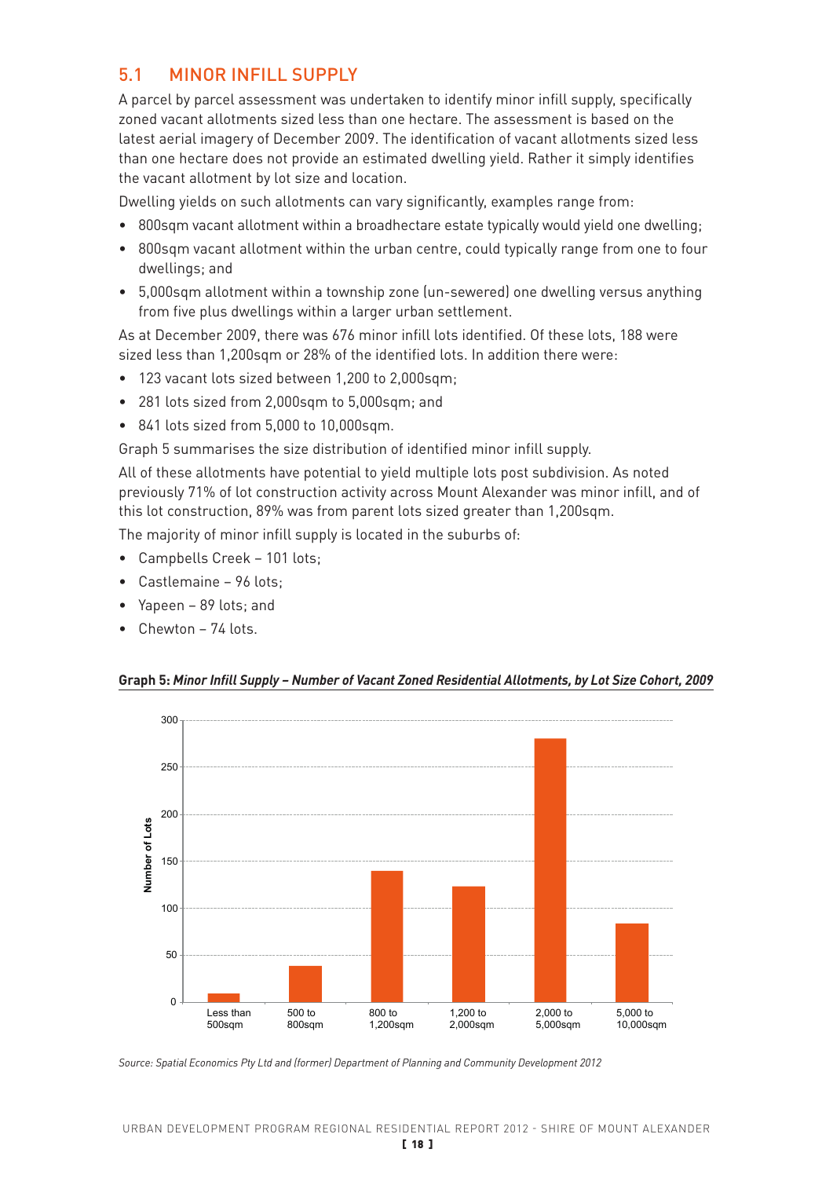## 5.1 MINOR INFILL SUPPLY

A parcel by parcel assessment was undertaken to identify minor infill supply, specifically zoned vacant allotments sized less than one hectare. The assessment is based on the latest aerial imagery of December 2009. The identification of vacant allotments sized less than one hectare does not provide an estimated dwelling yield. Rather it simply identifies the vacant allotment by lot size and location.

Dwelling yields on such allotments can vary significantly, examples range from:

- 800sqm vacant allotment within a broadhectare estate typically would yield one dwelling;
- 800sqm vacant allotment within the urban centre, could typically range from one to four dwellings; and
- 5,000sqm allotment within a township zone (un-sewered) one dwelling versus anything from five plus dwellings within a larger urban settlement.

As at December 2009, there was 676 minor infill lots identified. Of these lots, 188 were sized less than 1,200sqm or 28% of the identified lots. In addition there were:

- 123 vacant lots sized between 1,200 to 2,000sqm;
- 281 lots sized from 2,000sqm to 5,000sqm; and
- 841 lots sized from 5,000 to 10,000sqm.

Graph 5 summarises the size distribution of identified minor infill supply.

All of these allotments have potential to yield multiple lots post subdivision. As noted previously 71% of lot construction activity across Mount Alexander was minor infill, and of this lot construction, 89% was from parent lots sized greater than 1,200sqm.

The majority of minor infill supply is located in the suburbs of:

- Campbells Creek – 101 lots;
- Castlemaine – 96 lots;
- Yapeen – 89 lots; and
- Chewton – 74 lots.

**Graph 5:** ***Minor Infill Supply – Number of Vacant Zoned Residential Allotments, by Lot Size Cohort, 2009***

| Lot Size Cohort | Number of Lots (approx.) |
|---|---|
| Less than 500sqm | 9 |
| 500 to 800sqm | 39 |
| 800 to 1,200sqm | 140 |
| 1,200 to 2,000sqm | 123 |
| 2,000 to 5,000sqm | 281 |
| 5,000 to 10,000sqm | 84 |

*Source: Spatial Economics Pty Ltd and (former) Department of Planning and Community Development 2012*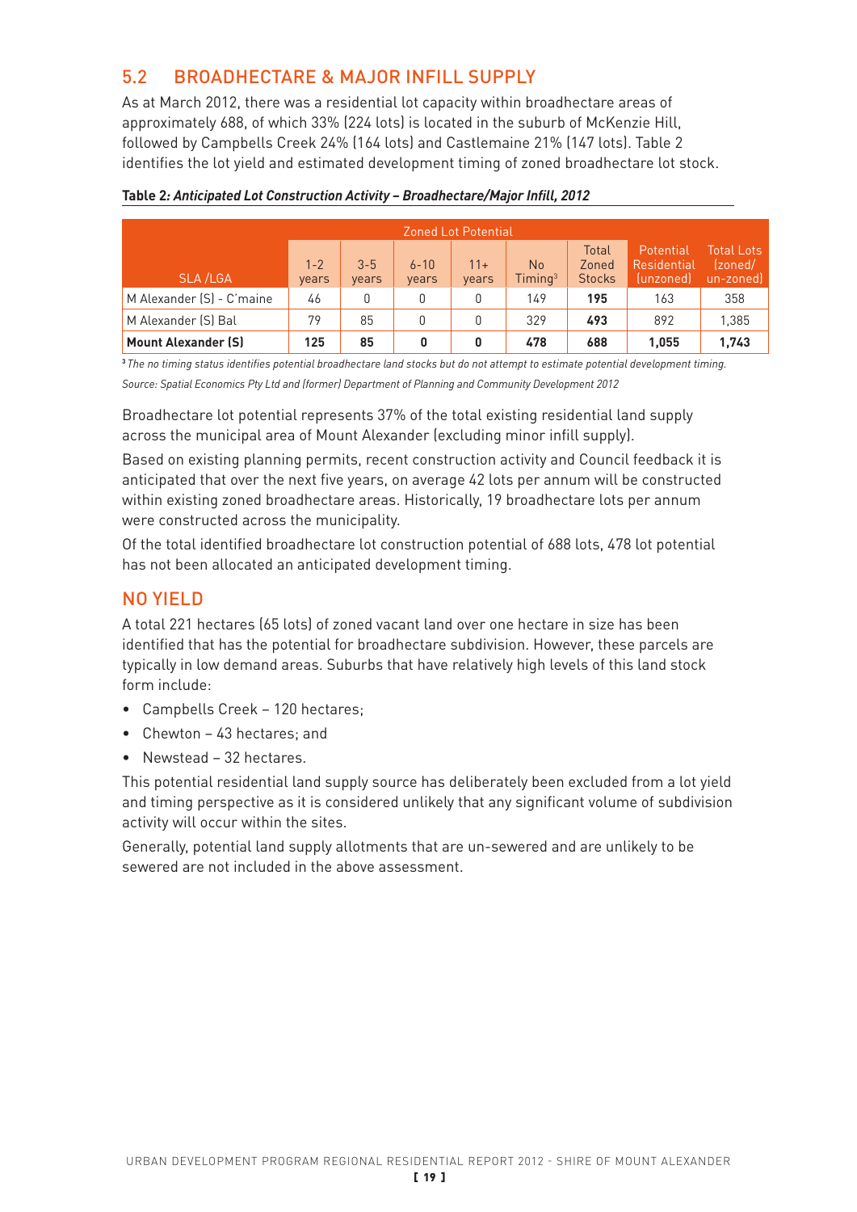## 5.2 BROADHECTARE & MAJOR INFILL SUPPLY

As at March 2012, there was a residential lot capacity within broadhectare areas of approximately 688, of which 33% (224 lots) is located in the suburb of McKenzie Hill, followed by Campbells Creek 24% (164 lots) and Castlemaine 21% (147 lots). Table 2 identifies the lot yield and estimated development timing of zoned broadhectare lot stock.

**Table 2: *Anticipated Lot Construction Activity – Broadhectare/Major Infill, 2012***

| SLA /LGA | Zoned Lot Potential | | | | | | Potential Residential (unzoned) | Total Lots (zoned/ un-zoned) |
|---|---|---|---|---|---|---|---|---|
| | 1-2 years | 3-5 years | 6-10 years | 11+ years | No Timing[3] | Total Zoned Stocks | | |
| M Alexander (S) - C'maine | 46 | 0 | 0 | 0 | 149 | **195** | 163 | 358 |
| M Alexander (S) Bal | 79 | 85 | 0 | 0 | 329 | **493** | 892 | 1,385 |
| **Mount Alexander (S)** | **125** | **85** | **0** | **0** | **478** | **688** | **1,055** | **1,743** |

[3] *The no timing status identifies potential broadhectare land stocks but do not attempt to estimate potential development timing.*

*Source: Spatial Economics Pty Ltd and (former) Department of Planning and Community Development 2012*

Broadhectare lot potential represents 37% of the total existing residential land supply across the municipal area of Mount Alexander (excluding minor infill supply).

Based on existing planning permits, recent construction activity and Council feedback it is anticipated that over the next five years, on average 42 lots per annum will be constructed within existing zoned broadhectare areas. Historically, 19 broadhectare lots per annum were constructed across the municipality.

Of the total identified broadhectare lot construction potential of 688 lots, 478 lot potential has not been allocated an anticipated development timing.

## NO YIELD

A total 221 hectares (65 lots) of zoned vacant land over one hectare in size has been identified that has the potential for broadhectare subdivision. However, these parcels are typically in low demand areas. Suburbs that have relatively high levels of this land stock form include:

- Campbells Creek – 120 hectares;
- Chewton – 43 hectares; and
- Newstead – 32 hectares.

This potential residential land supply source has deliberately been excluded from a lot yield and timing perspective as it is considered unlikely that any significant volume of subdivision activity will occur within the sites.

Generally, potential land supply allotments that are un-sewered and are unlikely to be sewered are not included in the above assessment.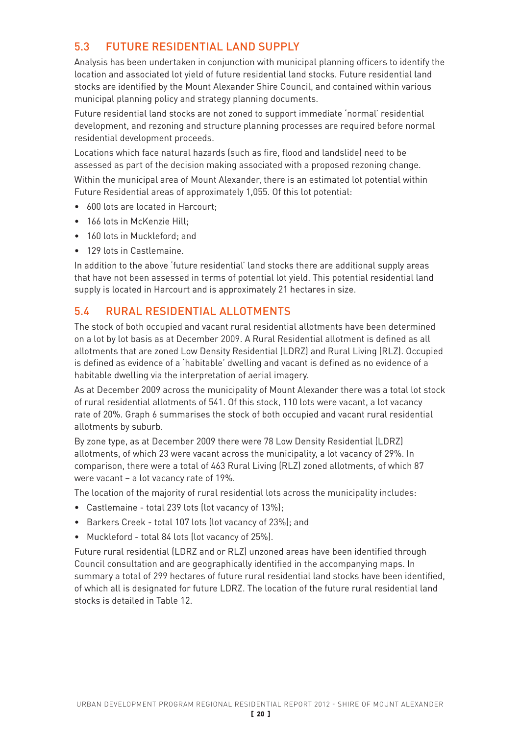## 5.3 FUTURE RESIDENTIAL LAND SUPPLY

Analysis has been undertaken in conjunction with municipal planning officers to identify the location and associated lot yield of future residential land stocks. Future residential land stocks are identified by the Mount Alexander Shire Council, and contained within various municipal planning policy and strategy planning documents.

Future residential land stocks are not zoned to support immediate 'normal' residential development, and rezoning and structure planning processes are required before normal residential development proceeds.

Locations which face natural hazards (such as fire, flood and landslide) need to be assessed as part of the decision making associated with a proposed rezoning change.

Within the municipal area of Mount Alexander, there is an estimated lot potential within Future Residential areas of approximately 1,055. Of this lot potential:

- 600 lots are located in Harcourt;
- 166 lots in McKenzie Hill;
- 160 lots in Muckleford; and
- 129 lots in Castlemaine.

In addition to the above 'future residential' land stocks there are additional supply areas that have not been assessed in terms of potential lot yield. This potential residential land supply is located in Harcourt and is approximately 21 hectares in size.

## 5.4 RURAL RESIDENTIAL ALLOTMENTS

The stock of both occupied and vacant rural residential allotments have been determined on a lot by lot basis as at December 2009. A Rural Residential allotment is defined as all allotments that are zoned Low Density Residential (LDRZ) and Rural Living (RLZ). Occupied is defined as evidence of a 'habitable' dwelling and vacant is defined as no evidence of a habitable dwelling via the interpretation of aerial imagery.

As at December 2009 across the municipality of Mount Alexander there was a total lot stock of rural residential allotments of 541. Of this stock, 110 lots were vacant, a lot vacancy rate of 20%. Graph 6 summarises the stock of both occupied and vacant rural residential allotments by suburb.

By zone type, as at December 2009 there were 78 Low Density Residential (LDRZ) allotments, of which 23 were vacant across the municipality, a lot vacancy of 29%. In comparison, there were a total of 463 Rural Living (RLZ) zoned allotments, of which 87 were vacant – a lot vacancy rate of 19%.

The location of the majority of rural residential lots across the municipality includes:

- Castlemaine - total 239 lots (lot vacancy of 13%);
- Barkers Creek - total 107 lots (lot vacancy of 23%); and
- Muckleford - total 84 lots (lot vacancy of 25%).

Future rural residential (LDRZ and or RLZ) unzoned areas have been identified through Council consultation and are geographically identified in the accompanying maps. In summary a total of 299 hectares of future rural residential land stocks have been identified, of which all is designated for future LDRZ. The location of the future rural residential land stocks is detailed in Table 12.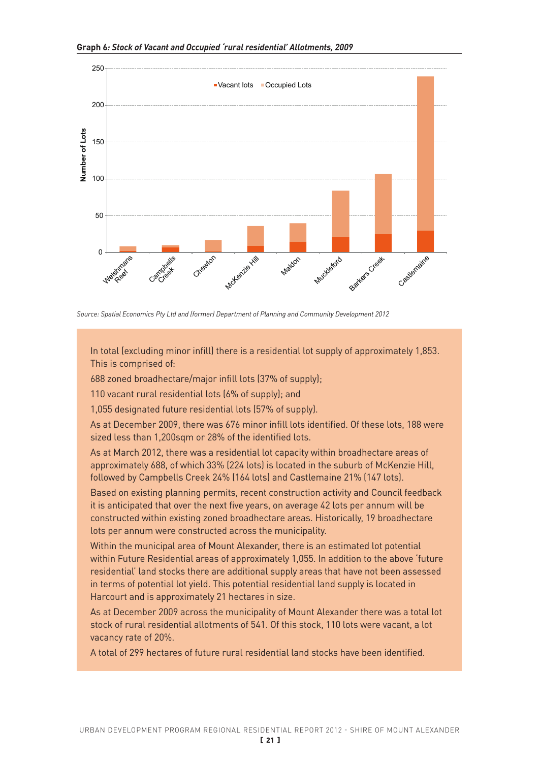**Graph 6:** ***Stock of Vacant and Occupied 'rural residential' Allotments, 2009***

*Source: Spatial Economics Pty Ltd and (former) Department of Planning and Community Development 2012*

In total (excluding minor infill) there is a residential lot supply of approximately 1,853. This is comprised of:

688 zoned broadhectare/major infill lots (37% of supply);

110 vacant rural residential lots (6% of supply); and

1,055 designated future residential lots (57% of supply).

As at December 2009, there was 676 minor infill lots identified. Of these lots, 188 were sized less than 1,200sqm or 28% of the identified lots.

As at March 2012, there was a residential lot capacity within broadhectare areas of approximately 688, of which 33% (224 lots) is located in the suburb of McKenzie Hill, followed by Campbells Creek 24% (164 lots) and Castlemaine 21% (147 lots).

Based on existing planning permits, recent construction activity and Council feedback it is anticipated that over the next five years, on average 42 lots per annum will be constructed within existing zoned broadhectare areas. Historically, 19 broadhectare lots per annum were constructed across the municipality.

Within the municipal area of Mount Alexander, there is an estimated lot potential within Future Residential areas of approximately 1,055. In addition to the above 'future residential' land stocks there are additional supply areas that have not been assessed in terms of potential lot yield. This potential residential land supply is located in Harcourt and is approximately 21 hectares in size.

As at December 2009 across the municipality of Mount Alexander there was a total lot stock of rural residential allotments of 541. Of this stock, 110 lots were vacant, a lot vacancy rate of 20%.

A total of 299 hectares of future rural residential land stocks have been identified.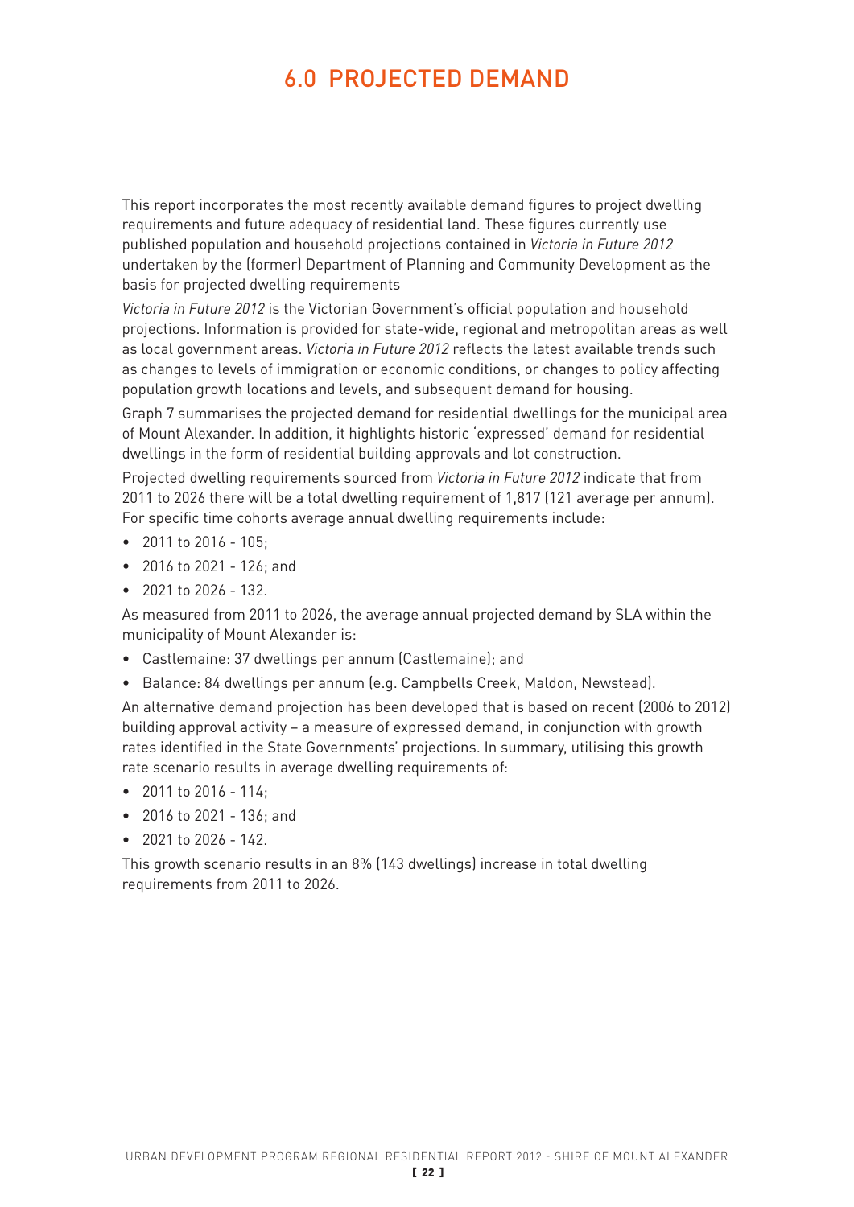# 6.0 PROJECTED DEMAND

This report incorporates the most recently available demand figures to project dwelling requirements and future adequacy of residential land. These figures currently use published population and household projections contained in *Victoria in Future 2012* undertaken by the (former) Department of Planning and Community Development as the basis for projected dwelling requirements

*Victoria in Future 2012* is the Victorian Government's official population and household projections. Information is provided for state-wide, regional and metropolitan areas as well as local government areas. *Victoria in Future 2012* reflects the latest available trends such as changes to levels of immigration or economic conditions, or changes to policy affecting population growth locations and levels, and subsequent demand for housing.

Graph 7 summarises the projected demand for residential dwellings for the municipal area of Mount Alexander. In addition, it highlights historic 'expressed' demand for residential dwellings in the form of residential building approvals and lot construction.

Projected dwelling requirements sourced from *Victoria in Future 2012* indicate that from 2011 to 2026 there will be a total dwelling requirement of 1,817 (121 average per annum). For specific time cohorts average annual dwelling requirements include:

- 2011 to 2016 - 105;
- 2016 to 2021 - 126; and
- 2021 to 2026 - 132.

As measured from 2011 to 2026, the average annual projected demand by SLA within the municipality of Mount Alexander is:

- Castlemaine: 37 dwellings per annum (Castlemaine); and
- Balance: 84 dwellings per annum (e.g. Campbells Creek, Maldon, Newstead).

An alternative demand projection has been developed that is based on recent (2006 to 2012) building approval activity – a measure of expressed demand, in conjunction with growth rates identified in the State Governments' projections. In summary, utilising this growth rate scenario results in average dwelling requirements of:

- 2011 to 2016 - 114;
- 2016 to 2021 - 136; and
- 2021 to 2026 - 142.

This growth scenario results in an 8% (143 dwellings) increase in total dwelling requirements from 2011 to 2026.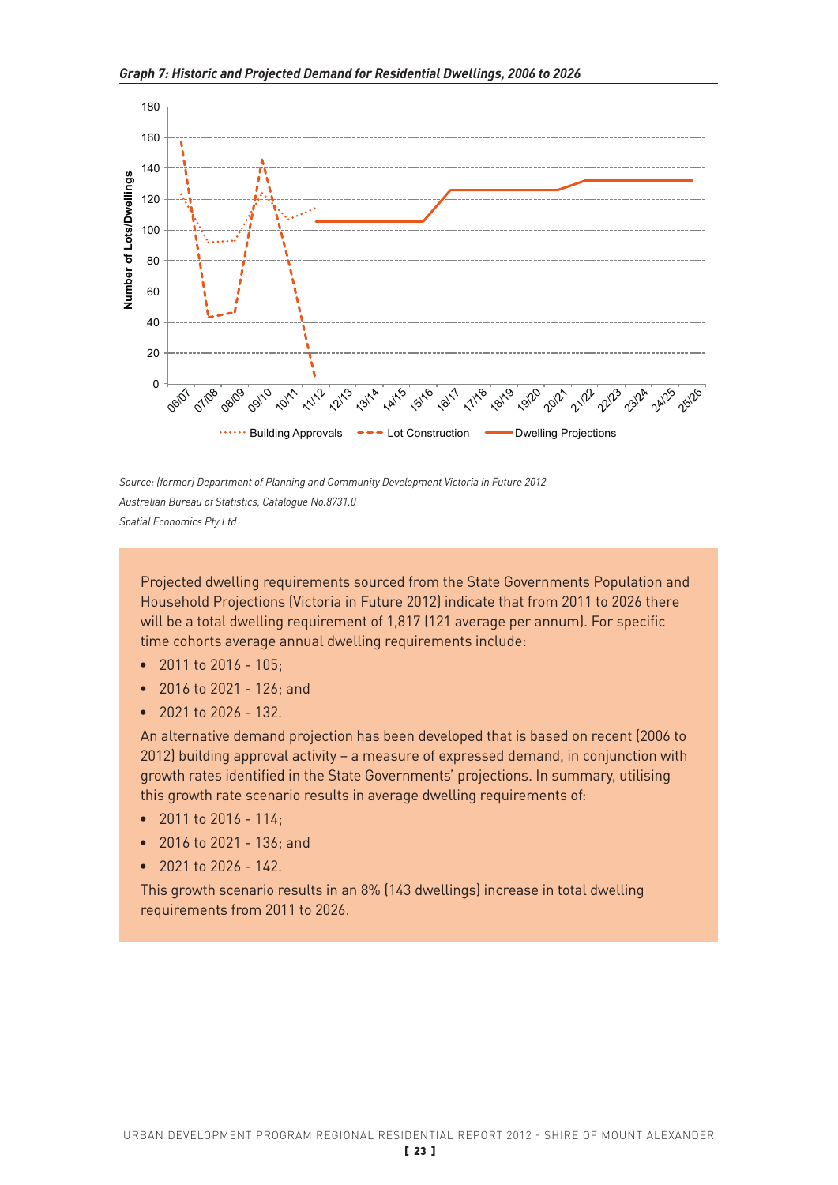*Graph 7: Historic and Projected Demand for Residential Dwellings, 2006 to 2026*

*Source: (former) Department of Planning and Community Development Victoria in Future 2012*

*Australian Bureau of Statistics, Catalogue No.8731.0*

*Spatial Economics Pty Ltd*

Projected dwelling requirements sourced from the State Governments Population and Household Projections (Victoria in Future 2012) indicate that from 2011 to 2026 there will be a total dwelling requirement of 1,817 (121 average per annum). For specific time cohorts average annual dwelling requirements include:

- 2011 to 2016 - 105;
- 2016 to 2021 - 126; and
- 2021 to 2026 - 132.

An alternative demand projection has been developed that is based on recent (2006 to 2012) building approval activity – a measure of expressed demand, in conjunction with growth rates identified in the State Governments' projections. In summary, utilising this growth rate scenario results in average dwelling requirements of:

- 2011 to 2016 - 114;
- 2016 to 2021 - 136; and
- 2021 to 2026 - 142.

This growth scenario results in an 8% (143 dwellings) increase in total dwelling requirements from 2011 to 2026.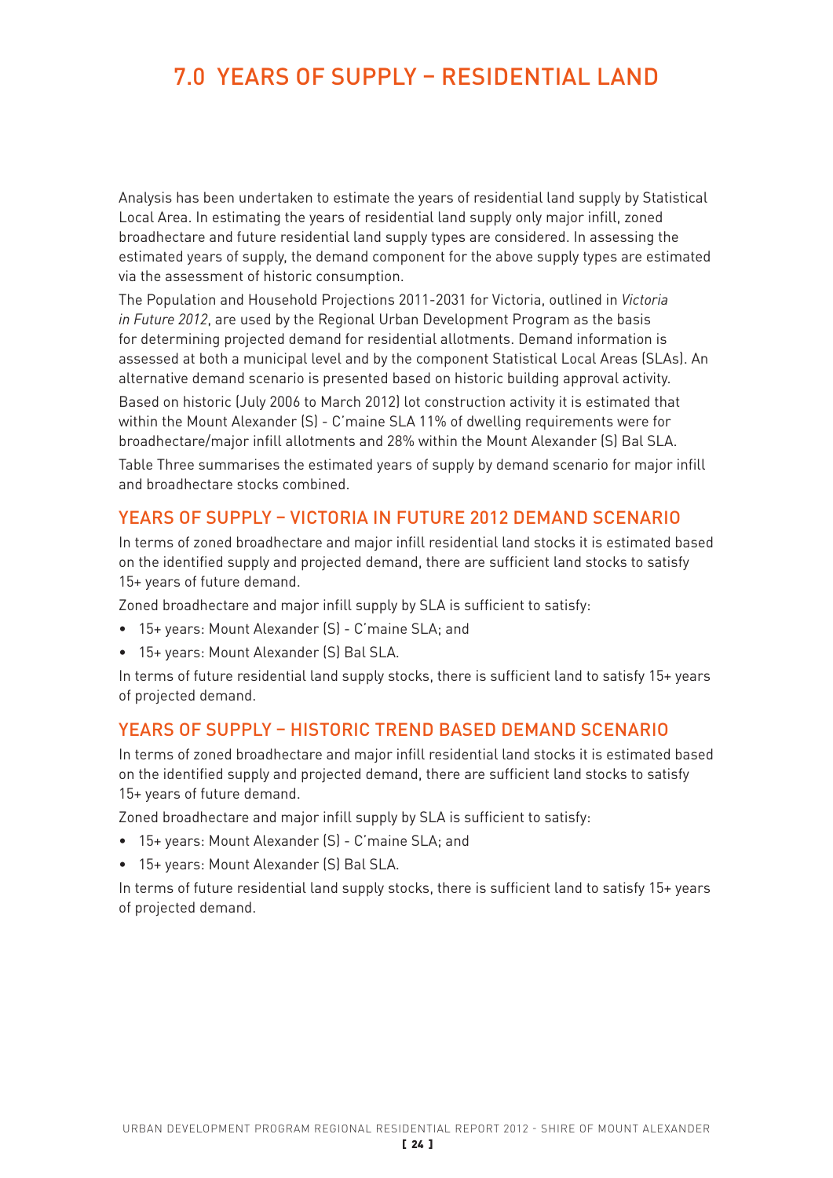# 7.0 YEARS OF SUPPLY – RESIDENTIAL LAND

Analysis has been undertaken to estimate the years of residential land supply by Statistical Local Area. In estimating the years of residential land supply only major infill, zoned broadhectare and future residential land supply types are considered. In assessing the estimated years of supply, the demand component for the above supply types are estimated via the assessment of historic consumption.

The Population and Household Projections 2011-2031 for Victoria, outlined in *Victoria in Future 2012*, are used by the Regional Urban Development Program as the basis for determining projected demand for residential allotments. Demand information is assessed at both a municipal level and by the component Statistical Local Areas (SLAs). An alternative demand scenario is presented based on historic building approval activity.

Based on historic (July 2006 to March 2012) lot construction activity it is estimated that within the Mount Alexander (S) - C'maine SLA 11% of dwelling requirements were for broadhectare/major infill allotments and 28% within the Mount Alexander (S) Bal SLA.

Table Three summarises the estimated years of supply by demand scenario for major infill and broadhectare stocks combined.

## YEARS OF SUPPLY – VICTORIA IN FUTURE 2012 DEMAND SCENARIO

In terms of zoned broadhectare and major infill residential land stocks it is estimated based on the identified supply and projected demand, there are sufficient land stocks to satisfy 15+ years of future demand.

Zoned broadhectare and major infill supply by SLA is sufficient to satisfy:

- 15+ years: Mount Alexander (S) - C'maine SLA; and
- 15+ years: Mount Alexander (S) Bal SLA.

In terms of future residential land supply stocks, there is sufficient land to satisfy 15+ years of projected demand.

## YEARS OF SUPPLY – HISTORIC TREND BASED DEMAND SCENARIO

In terms of zoned broadhectare and major infill residential land stocks it is estimated based on the identified supply and projected demand, there are sufficient land stocks to satisfy 15+ years of future demand.

Zoned broadhectare and major infill supply by SLA is sufficient to satisfy:

- 15+ years: Mount Alexander (S) - C'maine SLA; and
- 15+ years: Mount Alexander (S) Bal SLA.

In terms of future residential land supply stocks, there is sufficient land to satisfy 15+ years of projected demand.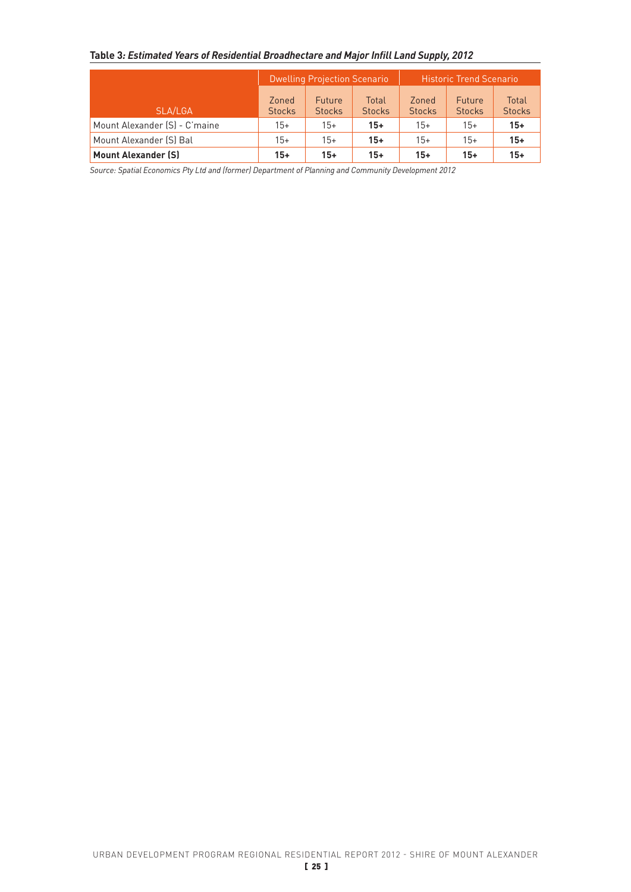**Table 3:** ***Estimated Years of Residential Broadhectare and Major Infill Land Supply, 2012***

| SLA/LGA | Dwelling Projection Scenario | | | Historic Trend Scenario | | |
|---|---|---|---|---|---|---|
| | Zoned Stocks | Future Stocks | Total Stocks | Zoned Stocks | Future Stocks | Total Stocks |
| Mount Alexander (S) - C'maine | 15+ | 15+ | **15+** | 15+ | 15+ | **15+** |
| Mount Alexander (S) Bal | 15+ | 15+ | **15+** | 15+ | 15+ | **15+** |
| **Mount Alexander (S)** | **15+** | **15+** | **15+** | **15+** | **15+** | **15+** |

*Source: Spatial Economics Pty Ltd and (former) Department of Planning and Community Development 2012*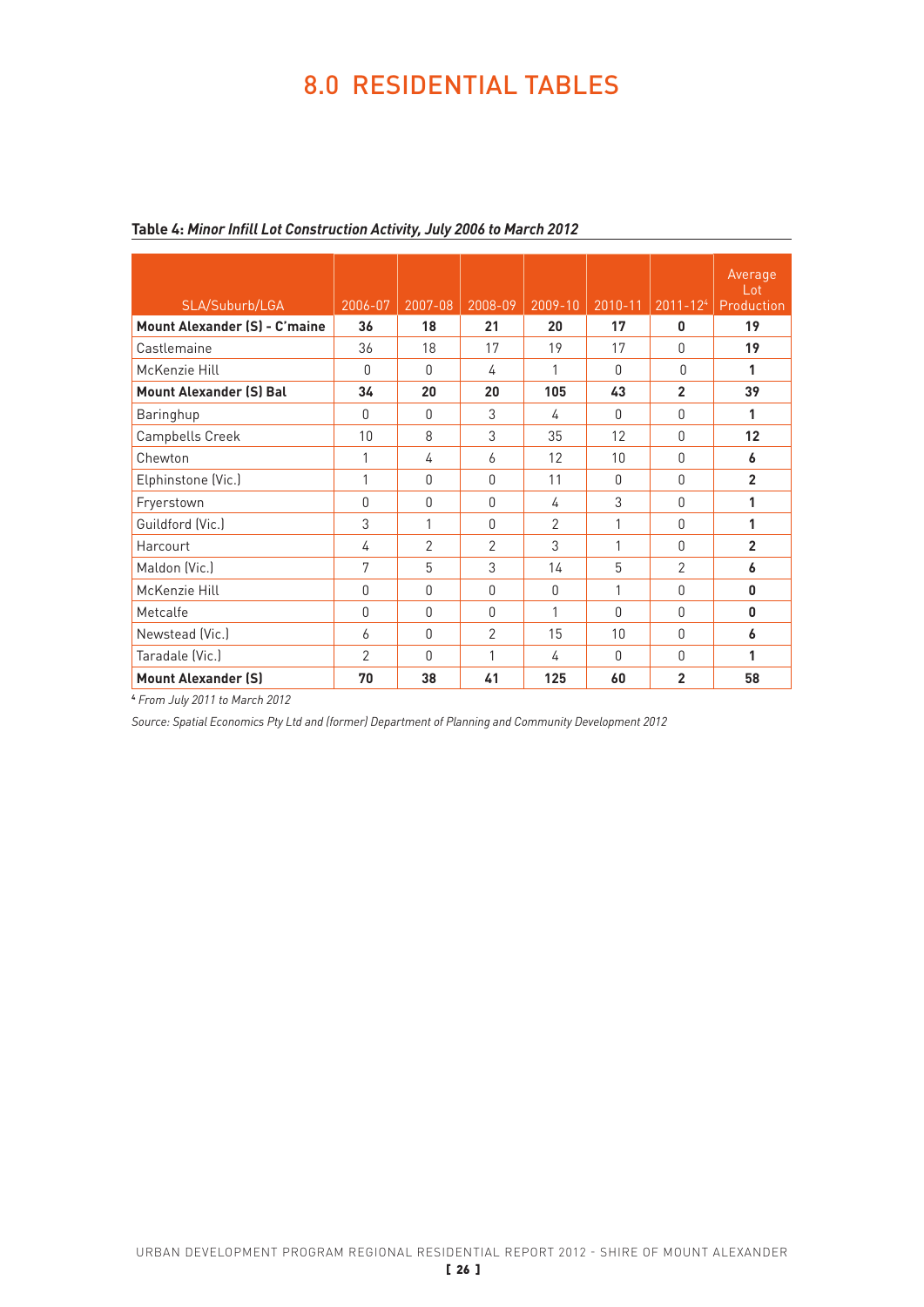# 8.0 RESIDENTIAL TABLES

**Table 4:** ***Minor Infill Lot Construction Activity, July 2006 to March 2012***

| SLA/Suburb/LGA | 2006-07 | 2007-08 | 2008-09 | 2009-10 | 2010-11 | 2011-12[4] | Average Lot Production |
|---|---|---|---|---|---|---|---|
| **Mount Alexander (S) - C'maine** | **36** | **18** | **21** | **20** | **17** | **0** | **19** |
| Castlemaine | 36 | 18 | 17 | 19 | 17 | 0 | **19** |
| McKenzie Hill | 0 | 0 | 4 | 1 | 0 | 0 | **1** |
| **Mount Alexander (S) Bal** | **34** | **20** | **20** | **105** | **43** | **2** | **39** |
| Baringhup | 0 | 0 | 3 | 4 | 0 | 0 | **1** |
| Campbells Creek | 10 | 8 | 3 | 35 | 12 | 0 | **12** |
| Chewton | 1 | 4 | 6 | 12 | 10 | 0 | **6** |
| Elphinstone (Vic.) | 1 | 0 | 0 | 11 | 0 | 0 | **2** |
| Fryerstown | 0 | 0 | 0 | 4 | 3 | 0 | **1** |
| Guildford (Vic.) | 3 | 1 | 0 | 2 | 1 | 0 | **1** |
| Harcourt | 4 | 2 | 2 | 3 | 1 | 0 | **2** |
| Maldon (Vic.) | 7 | 5 | 3 | 14 | 5 | 2 | **6** |
| McKenzie Hill | 0 | 0 | 0 | 0 | 1 | 0 | **0** |
| Metcalfe | 0 | 0 | 0 | 1 | 0 | 0 | **0** |
| Newstead (Vic.) | 6 | 0 | 2 | 15 | 10 | 0 | **6** |
| Taradale (Vic.) | 2 | 0 | 1 | 4 | 0 | 0 | **1** |
| **Mount Alexander (S)** | **70** | **38** | **41** | **125** | **60** | **2** | **58** |

[4] *From July 2011 to March 2012*

*Source: Spatial Economics Pty Ltd and (former) Department of Planning and Community Development 2012*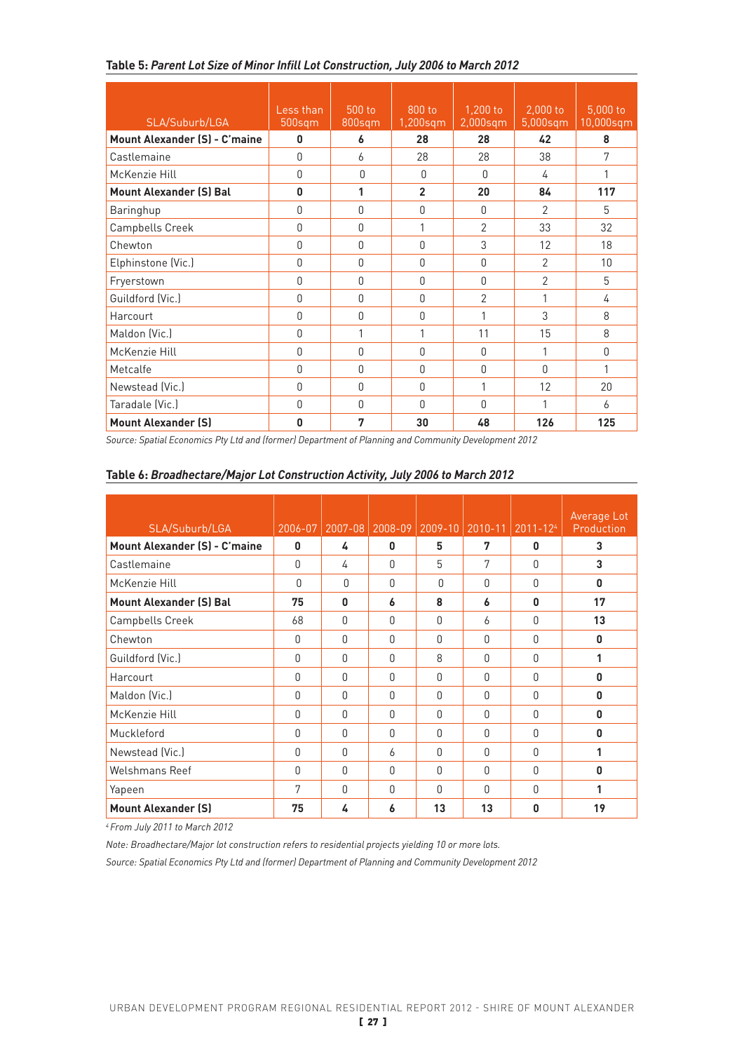**Table 5:** ***Parent Lot Size of Minor Infill Lot Construction, July 2006 to March 2012***

| SLA/Suburb/LGA | Less than 500sqm | 500 to 800sqm | 800 to 1,200sqm | 1,200 to 2,000sqm | 2,000 to 5,000sqm | 5,000 to 10,000sqm |
|---|---|---|---|---|---|---|
| **Mount Alexander (S) - C'maine** | **0** | **6** | **28** | **28** | **42** | **8** |
| Castlemaine | 0 | 6 | 28 | 28 | 38 | 7 |
| McKenzie Hill | 0 | 0 | 0 | 0 | 4 | 1 |
| **Mount Alexander (S) Bal** | **0** | **1** | **2** | **20** | **84** | **117** |
| Baringhup | 0 | 0 | 0 | 0 | 2 | 5 |
| Campbells Creek | 0 | 0 | 1 | 2 | 33 | 32 |
| Chewton | 0 | 0 | 0 | 3 | 12 | 18 |
| Elphinstone (Vic.) | 0 | 0 | 0 | 0 | 2 | 10 |
| Fryerstown | 0 | 0 | 0 | 0 | 2 | 5 |
| Guildford (Vic.) | 0 | 0 | 0 | 2 | 1 | 4 |
| Harcourt | 0 | 0 | 0 | 1 | 3 | 8 |
| Maldon (Vic.) | 0 | 1 | 1 | 11 | 15 | 8 |
| McKenzie Hill | 0 | 0 | 0 | 0 | 1 | 0 |
| Metcalfe | 0 | 0 | 0 | 0 | 0 | 1 |
| Newstead (Vic.) | 0 | 0 | 0 | 1 | 12 | 20 |
| Taradale (Vic.) | 0 | 0 | 0 | 0 | 1 | 6 |
| **Mount Alexander (S)** | **0** | **7** | **30** | **48** | **126** | **125** |

*Source: Spatial Economics Pty Ltd and (former) Department of Planning and Community Development 2012*

**Table 6:** ***Broadhectare/Major Lot Construction Activity, July 2006 to March 2012***

| SLA/Suburb/LGA | 2006-07 | 2007-08 | 2008-09 | 2009-10 | 2010-11 | 2011-12[4] | Average Lot Production |
|---|---|---|---|---|---|---|---|
| **Mount Alexander (S) - C'maine** | **0** | **4** | **0** | **5** | **7** | **0** | **3** |
| Castlemaine | 0 | 4 | 0 | 5 | 7 | 0 | **3** |
| McKenzie Hill | 0 | 0 | 0 | 0 | 0 | 0 | **0** |
| **Mount Alexander (S) Bal** | **75** | **0** | **6** | **8** | **6** | **0** | **17** |
| Campbells Creek | 68 | 0 | 0 | 0 | 6 | 0 | **13** |
| Chewton | 0 | 0 | 0 | 0 | 0 | 0 | **0** |
| Guildford (Vic.) | 0 | 0 | 0 | 8 | 0 | 0 | **1** |
| Harcourt | 0 | 0 | 0 | 0 | 0 | 0 | **0** |
| Maldon (Vic.) | 0 | 0 | 0 | 0 | 0 | 0 | **0** |
| McKenzie Hill | 0 | 0 | 0 | 0 | 0 | 0 | **0** |
| Muckleford | 0 | 0 | 0 | 0 | 0 | 0 | **0** |
| Newstead (Vic.) | 0 | 0 | 6 | 0 | 0 | 0 | **1** |
| Welshmans Reef | 0 | 0 | 0 | 0 | 0 | 0 | **0** |
| Yapeen | 7 | 0 | 0 | 0 | 0 | 0 | **1** |
| **Mount Alexander (S)** | **75** | **4** | **6** | **13** | **13** | **0** | **19** |

*[4] From July 2011 to March 2012*

*Note: Broadhectare/Major lot construction refers to residential projects yielding 10 or more lots.*

*Source: Spatial Economics Pty Ltd and (former) Department of Planning and Community Development 2012*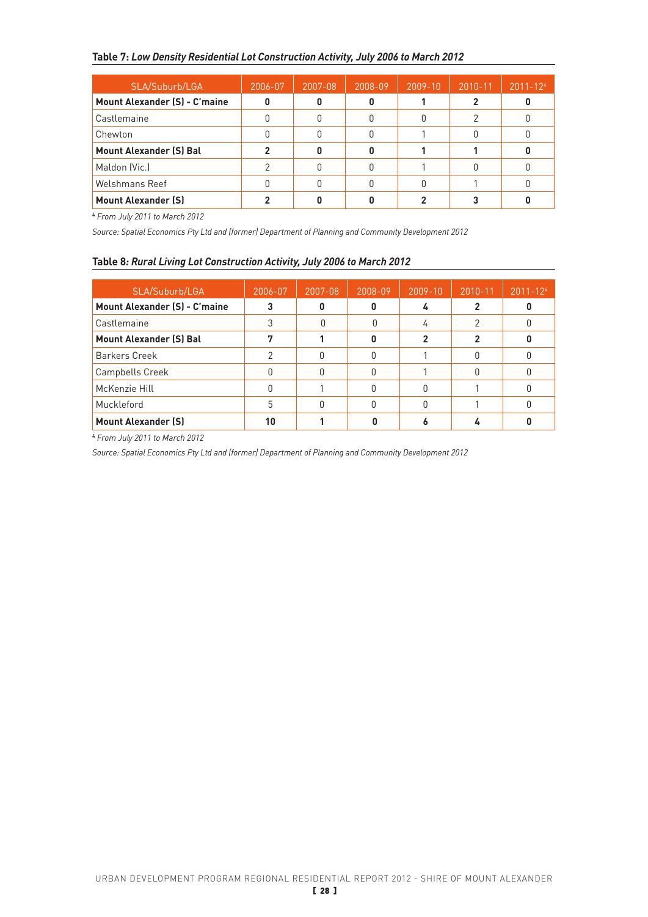**Table 7:** ***Low Density Residential Lot Construction Activity, July 2006 to March 2012***

| SLA/Suburb/LGA | 2006-07 | 2007-08 | 2008-09 | 2009-10 | 2010-11 | 2011-12[4] |
|---|---|---|---|---|---|---|
| **Mount Alexander (S) - C'maine** | **0** | **0** | **0** | **1** | **2** | **0** |
| Castlemaine | 0 | 0 | 0 | 0 | 2 | 0 |
| Chewton | 0 | 0 | 0 | 1 | 0 | 0 |
| **Mount Alexander (S) Bal** | **2** | **0** | **0** | **1** | **1** | **0** |
| Maldon (Vic.) | 2 | 0 | 0 | 1 | 0 | 0 |
| Welshmans Reef | 0 | 0 | 0 | 0 | 1 | 0 |
| **Mount Alexander (S)** | **2** | **0** | **0** | **2** | **3** | **0** |

[4] *From July 2011 to March 2012*

*Source: Spatial Economics Pty Ltd and (former) Department of Planning and Community Development 2012*

**Table 8:** ***Rural Living Lot Construction Activity, July 2006 to March 2012***

| SLA/Suburb/LGA | 2006-07 | 2007-08 | 2008-09 | 2009-10 | 2010-11 | 2011-12[4] |
|---|---|---|---|---|---|---|
| **Mount Alexander (S) - C'maine** | **3** | **0** | **0** | **4** | **2** | **0** |
| Castlemaine | 3 | 0 | 0 | 4 | 2 | 0 |
| **Mount Alexander (S) Bal** | **7** | **1** | **0** | **2** | **2** | **0** |
| Barkers Creek | 2 | 0 | 0 | 1 | 0 | 0 |
| Campbells Creek | 0 | 0 | 0 | 1 | 0 | 0 |
| McKenzie Hill | 0 | 1 | 0 | 0 | 1 | 0 |
| Muckleford | 5 | 0 | 0 | 0 | 1 | 0 |
| **Mount Alexander (S)** | **10** | **1** | **0** | **6** | **4** | **0** |

[4] *From July 2011 to March 2012*

*Source: Spatial Economics Pty Ltd and (former) Department of Planning and Community Development 2012*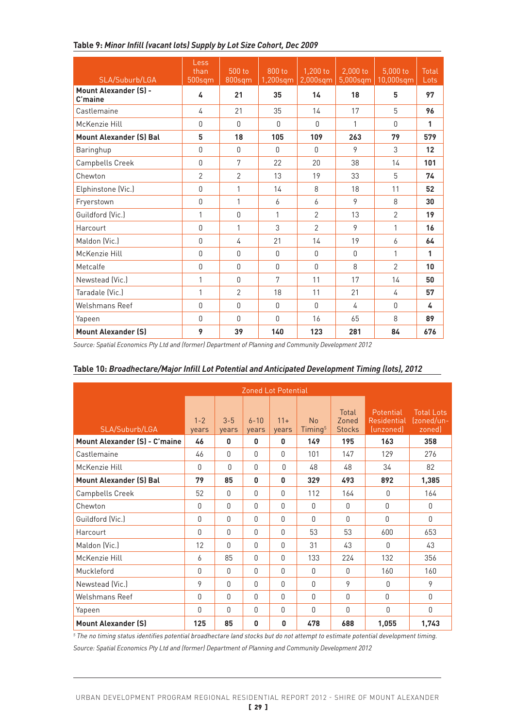**Table 9:** ***Minor Infill (vacant lots) Supply by Lot Size Cohort, Dec 2009***

| SLA/Suburb/LGA | Less than 500sqm | 500 to 800sqm | 800 to 1,200sqm | 1,200 to 2,000sqm | 2,000 to 5,000sqm | 5,000 to 10,000sqm | Total Lots |
|---|---|---|---|---|---|---|---|
| **Mount Alexander (S) - C'maine** | **4** | **21** | **35** | **14** | **18** | **5** | **97** |
| Castlemaine | 4 | 21 | 35 | 14 | 17 | 5 | **96** |
| McKenzie Hill | 0 | 0 | 0 | 0 | 1 | 0 | **1** |
| **Mount Alexander (S) Bal** | **5** | **18** | **105** | **109** | **263** | **79** | **579** |
| Baringhup | 0 | 0 | 0 | 0 | 9 | 3 | **12** |
| Campbells Creek | 0 | 7 | 22 | 20 | 38 | 14 | **101** |
| Chewton | 2 | 2 | 13 | 19 | 33 | 5 | **74** |
| Elphinstone (Vic.) | 0 | 1 | 14 | 8 | 18 | 11 | **52** |
| Fryerstown | 0 | 1 | 6 | 6 | 9 | 8 | **30** |
| Guildford (Vic.) | 1 | 0 | 1 | 2 | 13 | 2 | **19** |
| Harcourt | 0 | 1 | 3 | 2 | 9 | 1 | **16** |
| Maldon (Vic.) | 0 | 4 | 21 | 14 | 19 | 6 | **64** |
| McKenzie Hill | 0 | 0 | 0 | 0 | 0 | 1 | **1** |
| Metcalfe | 0 | 0 | 0 | 0 | 8 | 2 | **10** |
| Newstead (Vic.) | 1 | 0 | 7 | 11 | 17 | 14 | **50** |
| Taradale (Vic.) | 1 | 2 | 18 | 11 | 21 | 4 | **57** |
| Welshmans Reef | 0 | 0 | 0 | 0 | 4 | 0 | **4** |
| Yapeen | 0 | 0 | 0 | 16 | 65 | 8 | **89** |
| **Mount Alexander (S)** | **9** | **39** | **140** | **123** | **281** | **84** | **676** |

*Source: Spatial Economics Pty Ltd and (former) Department of Planning and Community Development 2012*

**Table 10:** ***Broadhectare/Major Infill Lot Potential and Anticipated Development Timing (lots), 2012***

| SLA/Suburb/LGA | Zoned Lot Potential | | | | | | Potential Residential (unzoned) | Total Lots (zoned/un-zoned) |
|---|---|---|---|---|---|---|---|---|
| | 1-2 years | 3-5 years | 6-10 years | 11+ years | No Timing[5] | Total Zoned Stocks | | |
| **Mount Alexander (S) - C'maine** | **46** | **0** | **0** | **0** | **149** | **195** | **163** | **358** |
| Castlemaine | 46 | 0 | 0 | 0 | 101 | 147 | 129 | 276 |
| McKenzie Hill | 0 | 0 | 0 | 0 | 48 | 48 | 34 | 82 |
| **Mount Alexander (S) Bal** | **79** | **85** | **0** | **0** | **329** | **493** | **892** | **1,385** |
| Campbells Creek | 52 | 0 | 0 | 0 | 112 | 164 | 0 | 164 |
| Chewton | 0 | 0 | 0 | 0 | 0 | 0 | 0 | 0 |
| Guildford (Vic.) | 0 | 0 | 0 | 0 | 0 | 0 | 0 | 0 |
| Harcourt | 0 | 0 | 0 | 0 | 53 | 53 | 600 | 653 |
| Maldon (Vic.) | 12 | 0 | 0 | 0 | 31 | 43 | 0 | 43 |
| McKenzie Hill | 6 | 85 | 0 | 0 | 133 | 224 | 132 | 356 |
| Muckleford | 0 | 0 | 0 | 0 | 0 | 0 | 160 | 160 |
| Newstead (Vic.) | 9 | 0 | 0 | 0 | 0 | 9 | 0 | 9 |
| Welshmans Reef | 0 | 0 | 0 | 0 | 0 | 0 | 0 | 0 |
| Yapeen | 0 | 0 | 0 | 0 | 0 | 0 | 0 | 0 |
| **Mount Alexander (S)** | **125** | **85** | **0** | **0** | **478** | **688** | **1,055** | **1,743** |

*[5] The no timing status identifies potential broadhectare land stocks but do not attempt to estimate potential development timing.*

*Source: Spatial Economics Pty Ltd and (former) Department of Planning and Community Development 2012*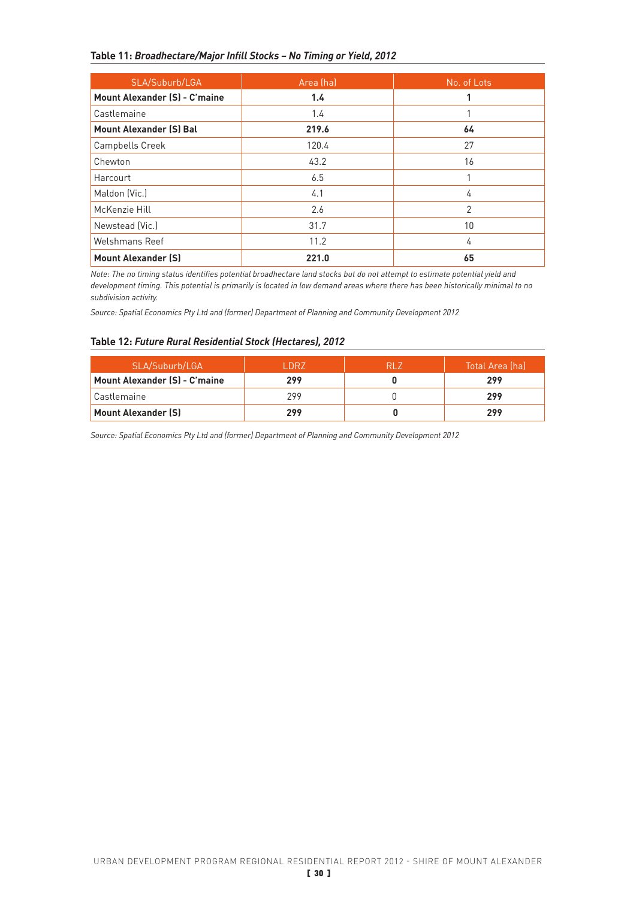**Table 11:** ***Broadhectare/Major Infill Stocks – No Timing or Yield, 2012***

| SLA/Suburb/LGA | Area (ha) | No. of Lots |
|---|---|---|
| **Mount Alexander (S) - C'maine** | **1.4** | **1** |
| Castlemaine | 1.4 | 1 |
| **Mount Alexander (S) Bal** | **219.6** | **64** |
| Campbells Creek | 120.4 | 27 |
| Chewton | 43.2 | 16 |
| Harcourt | 6.5 | 1 |
| Maldon (Vic.) | 4.1 | 4 |
| McKenzie Hill | 2.6 | 2 |
| Newstead (Vic.) | 31.7 | 10 |
| Welshmans Reef | 11.2 | 4 |
| **Mount Alexander (S)** | **221.0** | **65** |

*Note: The no timing status identifies potential broadhectare land stocks but do not attempt to estimate potential yield and development timing. This potential is primarily is located in low demand areas where there has been historically minimal to no subdivision activity.*

*Source: Spatial Economics Pty Ltd and (former) Department of Planning and Community Development 2012*

**Table 12:** ***Future Rural Residential Stock (Hectares), 2012***

| SLA/Suburb/LGA | LDRZ | RLZ | Total Area (ha) |
|---|---|---|---|
| **Mount Alexander (S) - C'maine** | **299** | **0** | **299** |
| Castlemaine | 299 | 0 | **299** |
| **Mount Alexander (S)** | **299** | **0** | **299** |

*Source: Spatial Economics Pty Ltd and (former) Department of Planning and Community Development 2012*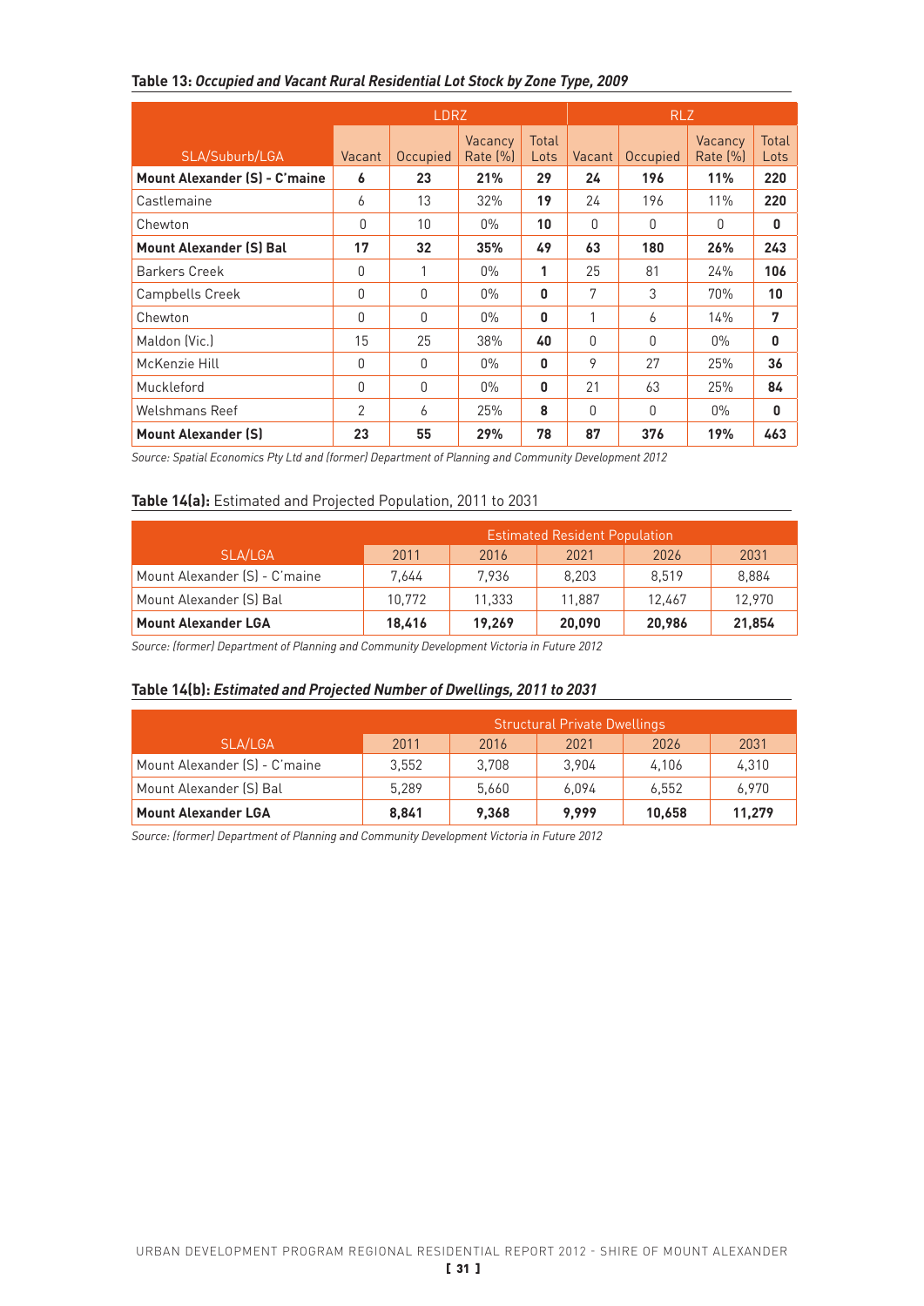**Table 13:** ***Occupied and Vacant Rural Residential Lot Stock by Zone Type, 2009***

| SLA/Suburb/LGA | LDRZ | | | | RLZ | | | |
|---|---|---|---|---|---|---|---|---|
| | Vacant | Occupied | Vacancy Rate (%) | Total Lots | Vacant | Occupied | Vacancy Rate (%) | Total Lots |
| **Mount Alexander (S) - C'maine** | **6** | **23** | **21%** | **29** | **24** | **196** | **11%** | **220** |
| Castlemaine | 6 | 13 | 32% | **19** | 24 | 196 | 11% | **220** |
| Chewton | 0 | 10 | 0% | **10** | 0 | 0 | 0 | **0** |
| **Mount Alexander (S) Bal** | **17** | **32** | **35%** | **49** | **63** | **180** | **26%** | **243** |
| Barkers Creek | 0 | 1 | 0% | **1** | 25 | 81 | 24% | **106** |
| Campbells Creek | 0 | 0 | 0% | **0** | 7 | 3 | 70% | **10** |
| Chewton | 0 | 0 | 0% | **0** | 1 | 6 | 14% | **7** |
| Maldon (Vic.) | 15 | 25 | 38% | **40** | 0 | 0 | 0% | **0** |
| McKenzie Hill | 0 | 0 | 0% | **0** | 9 | 27 | 25% | **36** |
| Muckleford | 0 | 0 | 0% | **0** | 21 | 63 | 25% | **84** |
| Welshmans Reef | 2 | 6 | 25% | **8** | 0 | 0 | 0% | **0** |
| **Mount Alexander (S)** | **23** | **55** | **29%** | **78** | **87** | **376** | **19%** | **463** |

*Source: Spatial Economics Pty Ltd and (former) Department of Planning and Community Development 2012*

**Table 14(a):** Estimated and Projected Population, 2011 to 2031

| SLA/LGA | Estimated Resident Population | | | | |
|---|---|---|---|---|---|
| | 2011 | 2016 | 2021 | 2026 | 2031 |
| Mount Alexander (S) - C'maine | 7,644 | 7,936 | 8,203 | 8,519 | 8,884 |
| Mount Alexander (S) Bal | 10,772 | 11,333 | 11,887 | 12,467 | 12,970 |
| **Mount Alexander LGA** | **18,416** | **19,269** | **20,090** | **20,986** | **21,854** |

*Source: (former) Department of Planning and Community Development Victoria in Future 2012*

**Table 14(b):** ***Estimated and Projected Number of Dwellings, 2011 to 2031***

| SLA/LGA | Structural Private Dwellings | | | | |
|---|---|---|---|---|---|
| | 2011 | 2016 | 2021 | 2026 | 2031 |
| Mount Alexander (S) - C'maine | 3,552 | 3,708 | 3,904 | 4,106 | 4,310 |
| Mount Alexander (S) Bal | 5,289 | 5,660 | 6,094 | 6,552 | 6,970 |
| **Mount Alexander LGA** | **8,841** | **9,368** | **9,999** | **10,658** | **11,279** |

*Source: (former) Department of Planning and Community Development Victoria in Future 2012*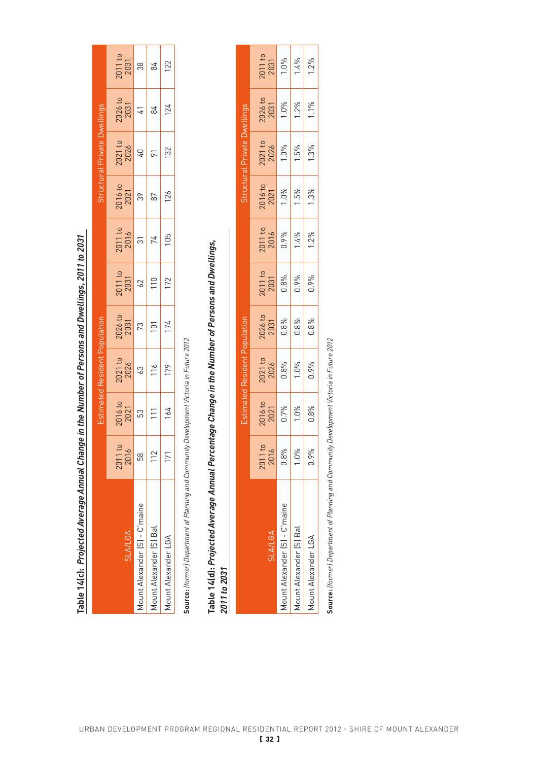**Table 14(c): *Projected Average Annual Change in the Number of Persons and Dwellings, 2011 to 2031***

| SLA/LGA | Estimated Resident Population | | | | | Structural Private Dwellings | | | | |
|---|---|---|---|---|---|---|---|---|---|---|
| | 2011 to 2016 | 2016 to 2021 | 2021 to 2026 | 2026 to 2031 | 2011 to 2031 | 2011 to 2016 | 2016 to 2021 | 2021 to 2026 | 2026 to 2031 | 2011 to 2031 |
| Mount Alexander (S) - C'maine | 58 | 53 | 63 | 73 | 62 | 31 | 39 | 40 | 41 | 38 |
| Mount Alexander (S) Bal | 112 | 111 | 116 | 101 | 110 | 74 | 87 | 91 | 84 | 84 |
| Mount Alexander LGA | 171 | 164 | 179 | 174 | 172 | 105 | 126 | 132 | 124 | 122 |

**Source:** *(former) Department of Planning and Community Development Victoria in Future 2012*

**Table 14(d): *Projected Average Annual Percentage Change in the Number of Persons and Dwellings, 2011 to 2031***

| SLA/LGA | Estimated Resident Population | | | | | Structural Private Dwellings | | | | |
|---|---|---|---|---|---|---|---|---|---|---|
| | 2011 to 2016 | 2016 to 2021 | 2021 to 2026 | 2026 to 2031 | 2011 to 2031 | 2011 to 2016 | 2016 to 2021 | 2021 to 2026 | 2026 to 2031 | 2011 to 2031 |
| Mount Alexander (S) - C'maine | 0.8% | 0.7% | 0.8% | 0.8% | 0.8% | 0.9% | 1.0% | 1.0% | 1.0% | 1.0% |
| Mount Alexander (S) Bal | 1.0% | 1.0% | 1.0% | 0.8% | 0.9% | 1.4% | 1.5% | 1.5% | 1.2% | 1.4% |
| Mount Alexander LGA | 0.9% | 0.8% | 0.9% | 0.8% | 0.9% | 1.2% | 1.3% | 1.3% | 1.1% | 1.2% |

**Source:** *(former) Department of Planning and Community Development Victoria in Future 2012*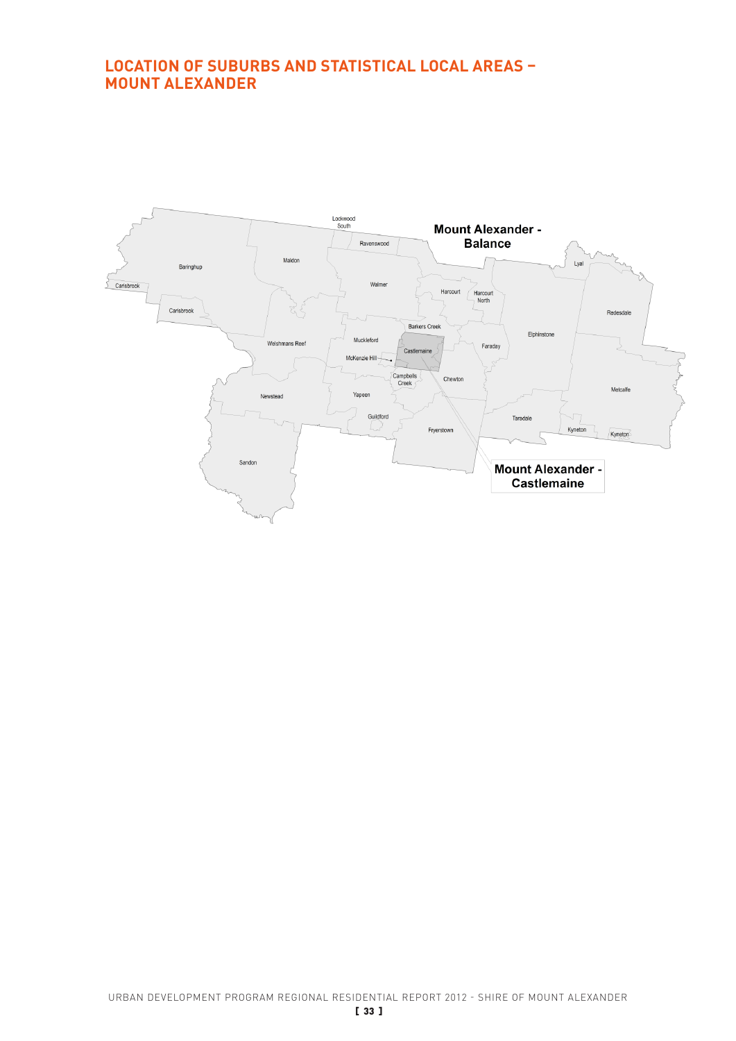## LOCATION OF SUBURBS AND STATISTICAL LOCAL AREAS – MOUNT ALEXANDER

Mount Alexander - Balance

Lockwood South

Ravenswood

Maldon

Baringhup

Lyal

Carisbrook

Walmer

Harcourt

Harcourt North

Carisbrook

Redesdale

Barkers Creek

Welshmans Reef

Muckleford

Elphinstone

Faraday

Castlemaine

McKenzie Hill

Campbells Creek

Chewton

Metcalfe

Newstead

Yapeen

Guildford

Taradale

Fryerstown

Kyneton

Kyneton

Sandon

Mount Alexander - Castlemaine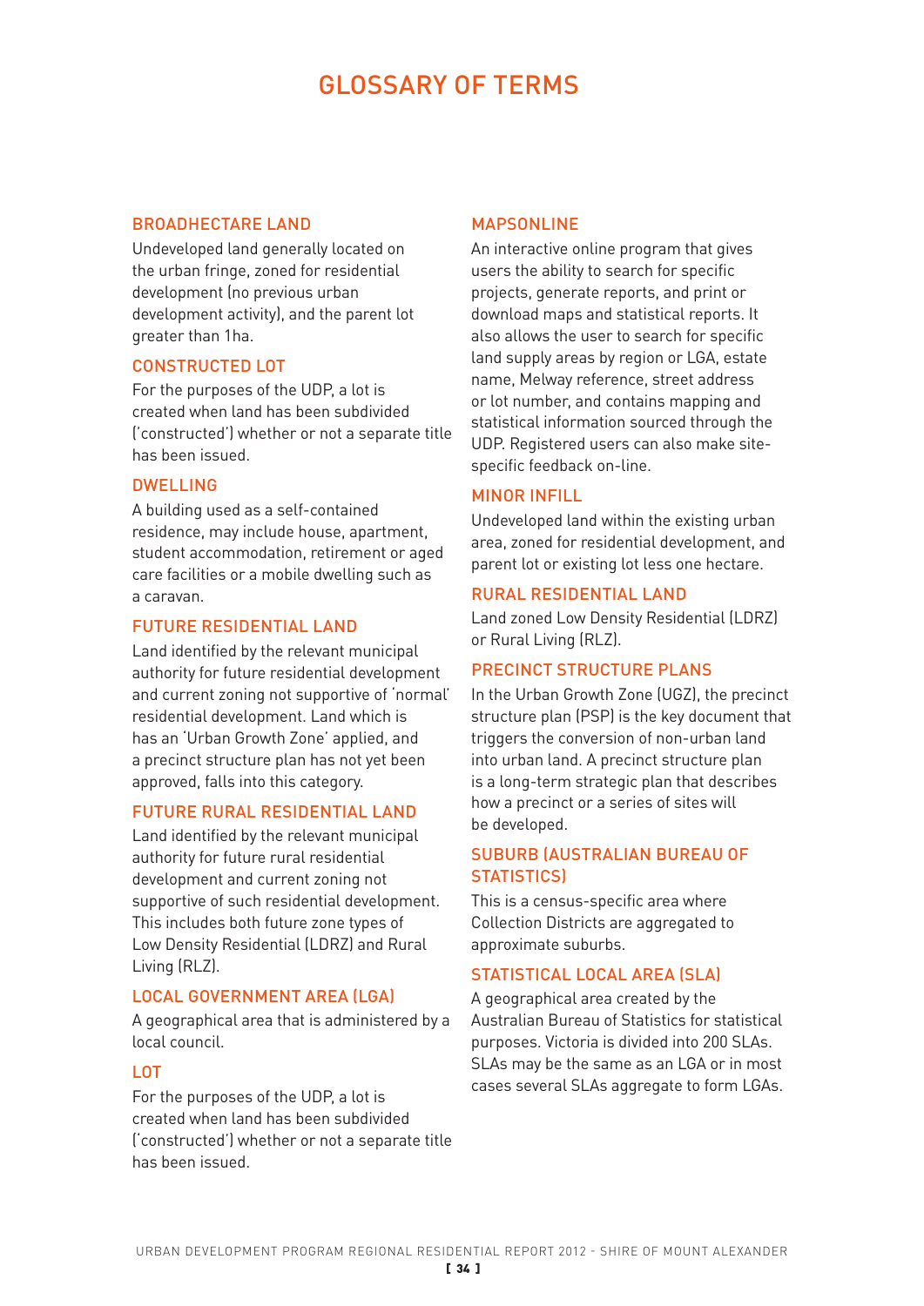# GLOSSARY OF TERMS

### BROADHECTARE LAND

Undeveloped land generally located on the urban fringe, zoned for residential development (no previous urban development activity), and the parent lot greater than 1ha.

### CONSTRUCTED LOT

For the purposes of the UDP, a lot is created when land has been subdivided ('constructed') whether or not a separate title has been issued.

### DWELLING

A building used as a self-contained residence, may include house, apartment, student accommodation, retirement or aged care facilities or a mobile dwelling such as a caravan.

### FUTURE RESIDENTIAL LAND

Land identified by the relevant municipal authority for future residential development and current zoning not supportive of 'normal' residential development. Land which is has an 'Urban Growth Zone' applied, and a precinct structure plan has not yet been approved, falls into this category.

### FUTURE RURAL RESIDENTIAL LAND

Land identified by the relevant municipal authority for future rural residential development and current zoning not supportive of such residential development. This includes both future zone types of Low Density Residential (LDRZ) and Rural Living (RLZ).

### LOCAL GOVERNMENT AREA (LGA)

A geographical area that is administered by a local council.

### LOT

For the purposes of the UDP, a lot is created when land has been subdivided ('constructed') whether or not a separate title has been issued.

### MAPSONLINE

An interactive online program that gives users the ability to search for specific projects, generate reports, and print or download maps and statistical reports. It also allows the user to search for specific land supply areas by region or LGA, estate name, Melway reference, street address or lot number, and contains mapping and statistical information sourced through the UDP. Registered users can also make site-specific feedback on-line.

### MINOR INFILL

Undeveloped land within the existing urban area, zoned for residential development, and parent lot or existing lot less one hectare.

### RURAL RESIDENTIAL LAND

Land zoned Low Density Residential (LDRZ) or Rural Living (RLZ).

### PRECINCT STRUCTURE PLANS

In the Urban Growth Zone (UGZ), the precinct structure plan (PSP) is the key document that triggers the conversion of non-urban land into urban land. A precinct structure plan is a long-term strategic plan that describes how a precinct or a series of sites will be developed.

### SUBURB (AUSTRALIAN BUREAU OF STATISTICS)

This is a census-specific area where Collection Districts are aggregated to approximate suburbs.

### STATISTICAL LOCAL AREA (SLA)

A geographical area created by the Australian Bureau of Statistics for statistical purposes. Victoria is divided into 200 SLAs. SLAs may be the same as an LGA or in most cases several SLAs aggregate to form LGAs.